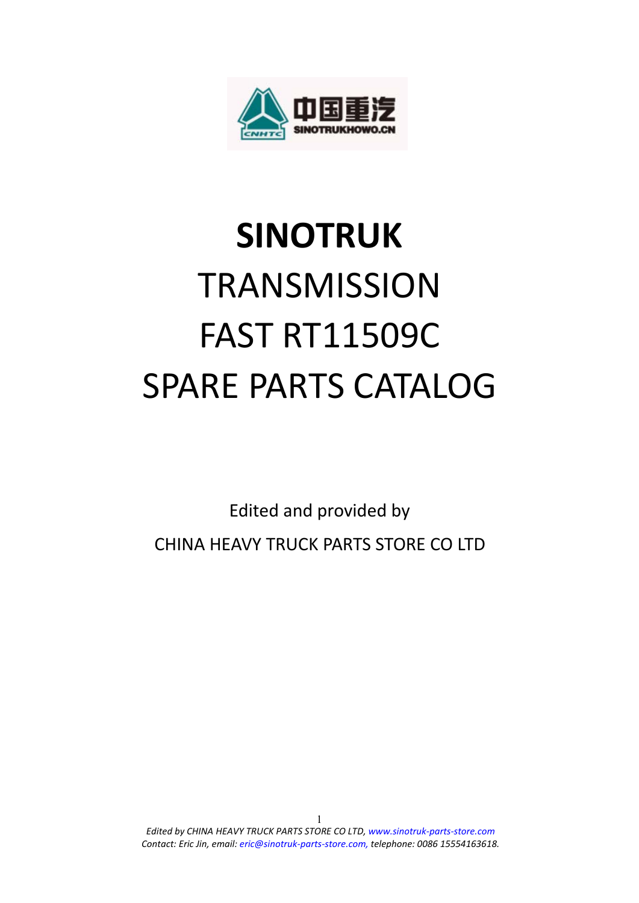# SINOTRUK

# TRANSMISSION

# FAST RT11509C

# SPARE PARTS CATALOG

Edited and provided by

CHINA HEAVY TRUCK PARTS STORE CO LTD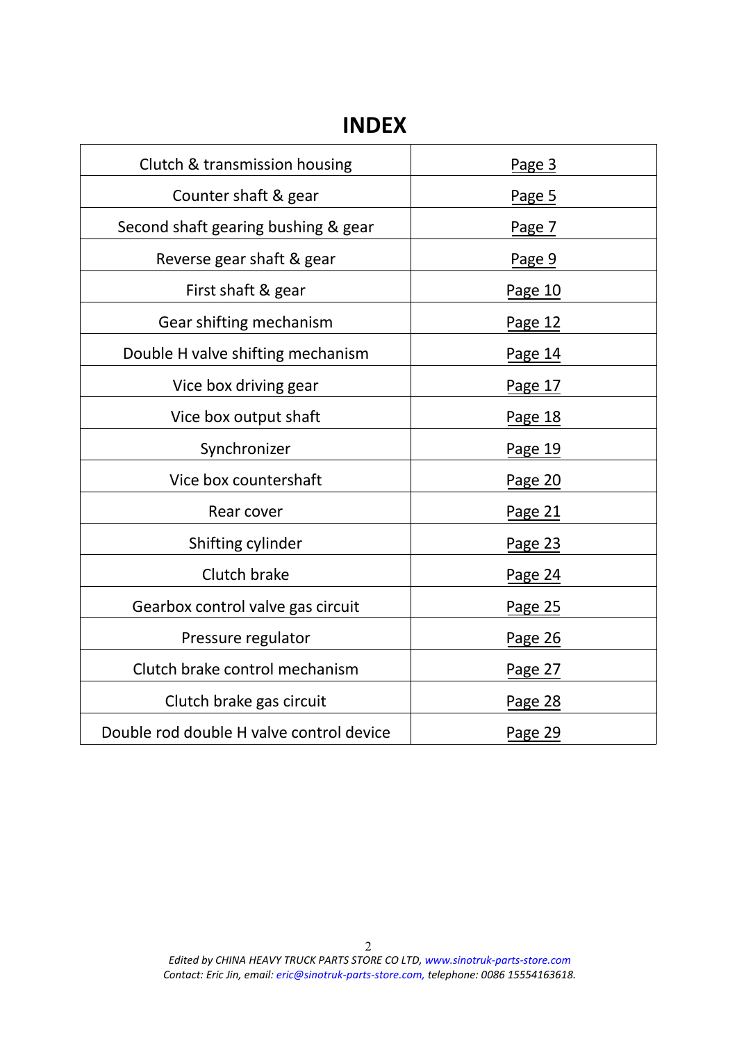# INDEX

| | |
|---|---|
| Clutch & transmission housing | Page 3 |
| Counter shaft & gear | Page 5 |
| Second shaft gearing bushing & gear | Page 7 |
| Reverse gear shaft & gear | Page 9 |
| First shaft & gear | Page 10 |
| Gear shifting mechanism | Page 12 |
| Double H valve shifting mechanism | Page 14 |
| Vice box driving gear | Page 17 |
| Vice box output shaft | Page 18 |
| Synchronizer | Page 19 |
| Vice box countershaft | Page 20 |
| Rear cover | Page 21 |
| Shifting cylinder | Page 23 |
| Clutch brake | Page 24 |
| Gearbox control valve gas circuit | Page 25 |
| Pressure regulator | Page 26 |
| Clutch brake control mechanism | Page 27 |
| Clutch brake gas circuit | Page 28 |
| Double rod double H valve control device | Page 29 |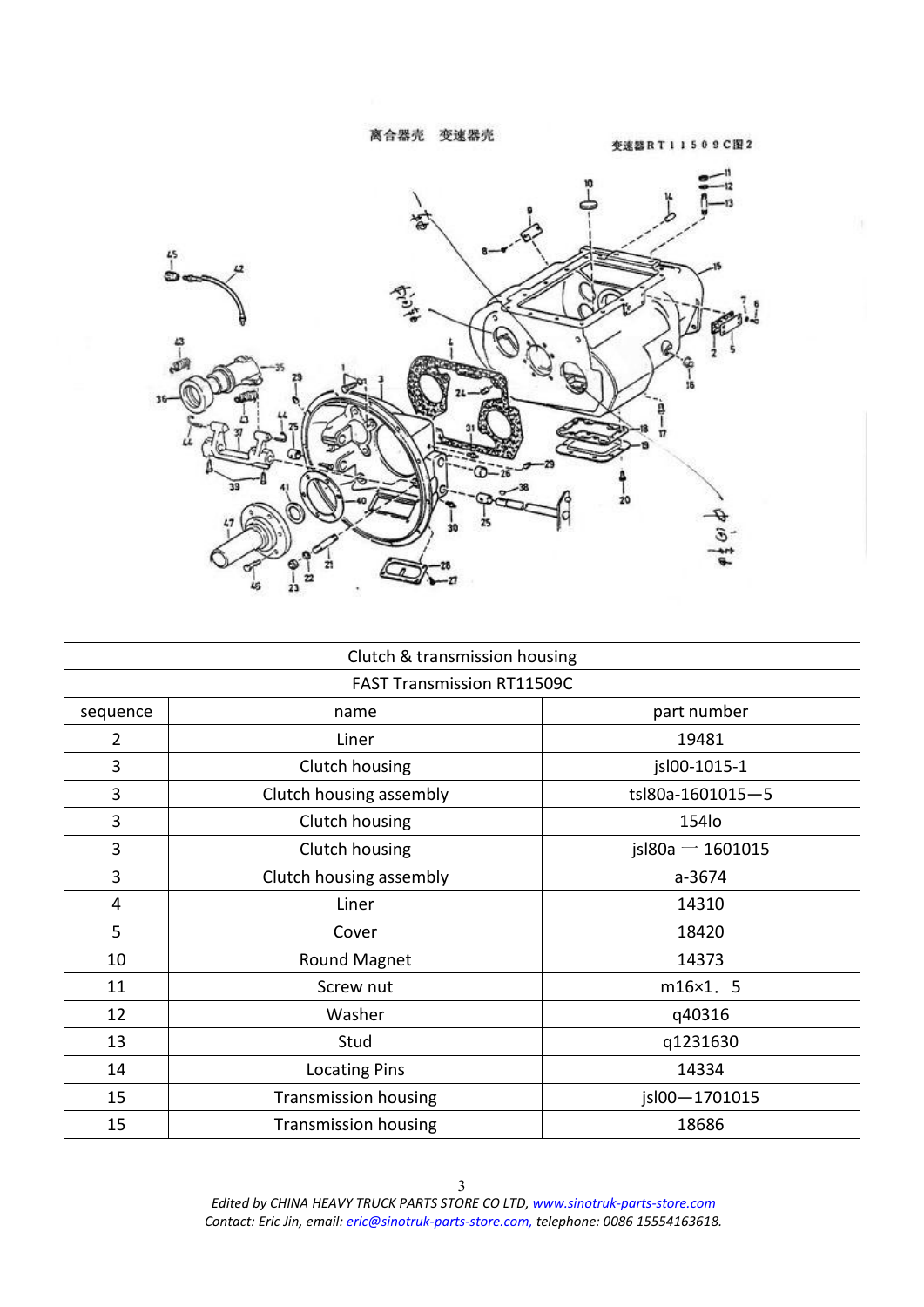离合器壳　变速器壳

变速器RT11509C图2

| Clutch & transmission housing | | |
|---|---|---|
| FAST Transmission RT11509C | | |
| sequence | name | part number |
| 2 | Liner | 19481 |
| 3 | Clutch housing | jsl00-1015-1 |
| 3 | Clutch housing assembly | tsl80a-1601015—5 |
| 3 | Clutch housing | 154lo |
| 3 | Clutch housing | jsl80a 一 1601015 |
| 3 | Clutch housing assembly | a-3674 |
| 4 | Liner | 14310 |
| 5 | Cover | 18420 |
| 10 | Round Magnet | 14373 |
| 11 | Screw nut | m16×1．5 |
| 12 | Washer | q40316 |
| 13 | Stud | q1231630 |
| 14 | Locating Pins | 14334 |
| 15 | Transmission housing | jsl00—1701015 |
| 15 | Transmission housing | 18686 |

*Edited by CHINA HEAVY TRUCK PARTS STORE CO LTD, www.sinotruk-parts-store.com*
*Contact: Eric Jin, email: eric@sinotruk-parts-store.com, telephone: 0086 15554163618.*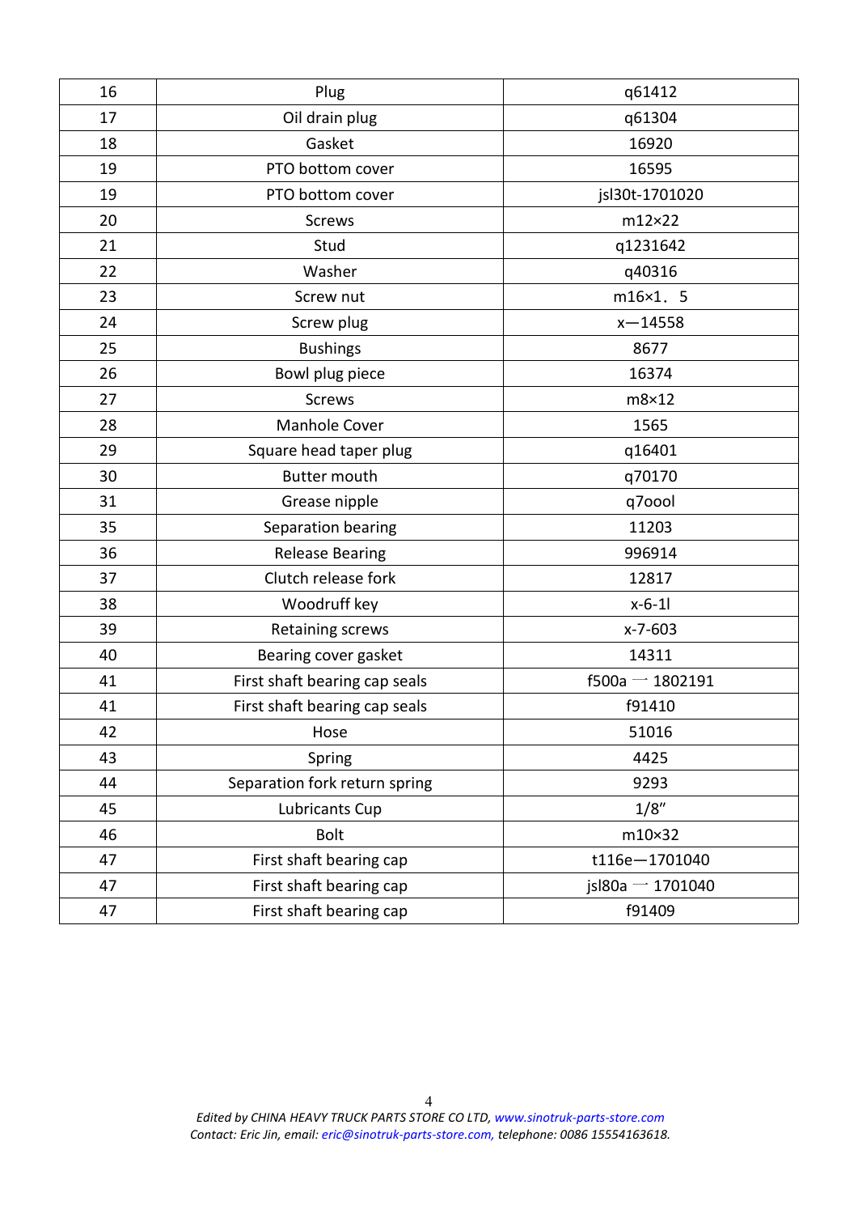| | | |
|---|---|---|
| 16 | Plug | q61412 |
| 17 | Oil drain plug | q61304 |
| 18 | Gasket | 16920 |
| 19 | PTO bottom cover | 16595 |
| 19 | PTO bottom cover | jsl30t-1701020 |
| 20 | Screws | m12×22 |
| 21 | Stud | q1231642 |
| 22 | Washer | q40316 |
| 23 | Screw nut | m16×1．5 |
| 24 | Screw plug | x—14558 |
| 25 | Bushings | 8677 |
| 26 | Bowl plug piece | 16374 |
| 27 | Screws | m8×12 |
| 28 | Manhole Cover | 1565 |
| 29 | Square head taper plug | q16401 |
| 30 | Butter mouth | q70170 |
| 31 | Grease nipple | q7oool |
| 35 | Separation bearing | 11203 |
| 36 | Release Bearing | 996914 |
| 37 | Clutch release fork | 12817 |
| 38 | Woodruff key | x-6-1l |
| 39 | Retaining screws | x-7-603 |
| 40 | Bearing cover gasket | 14311 |
| 41 | First shaft bearing cap seals | f500a 一 1802191 |
| 41 | First shaft bearing cap seals | f91410 |
| 42 | Hose | 51016 |
| 43 | Spring | 4425 |
| 44 | Separation fork return spring | 9293 |
| 45 | Lubricants Cup | 1/8″ |
| 46 | Bolt | m10×32 |
| 47 | First shaft bearing cap | t116e—1701040 |
| 47 | First shaft bearing cap | jsl80a 一 1701040 |
| 47 | First shaft bearing cap | f91409 |

*Edited by CHINA HEAVY TRUCK PARTS STORE CO LTD, www.sinotruk-parts-store.com*
*Contact: Eric Jin, email: eric@sinotruk-parts-store.com, telephone: 0086 15554163618.*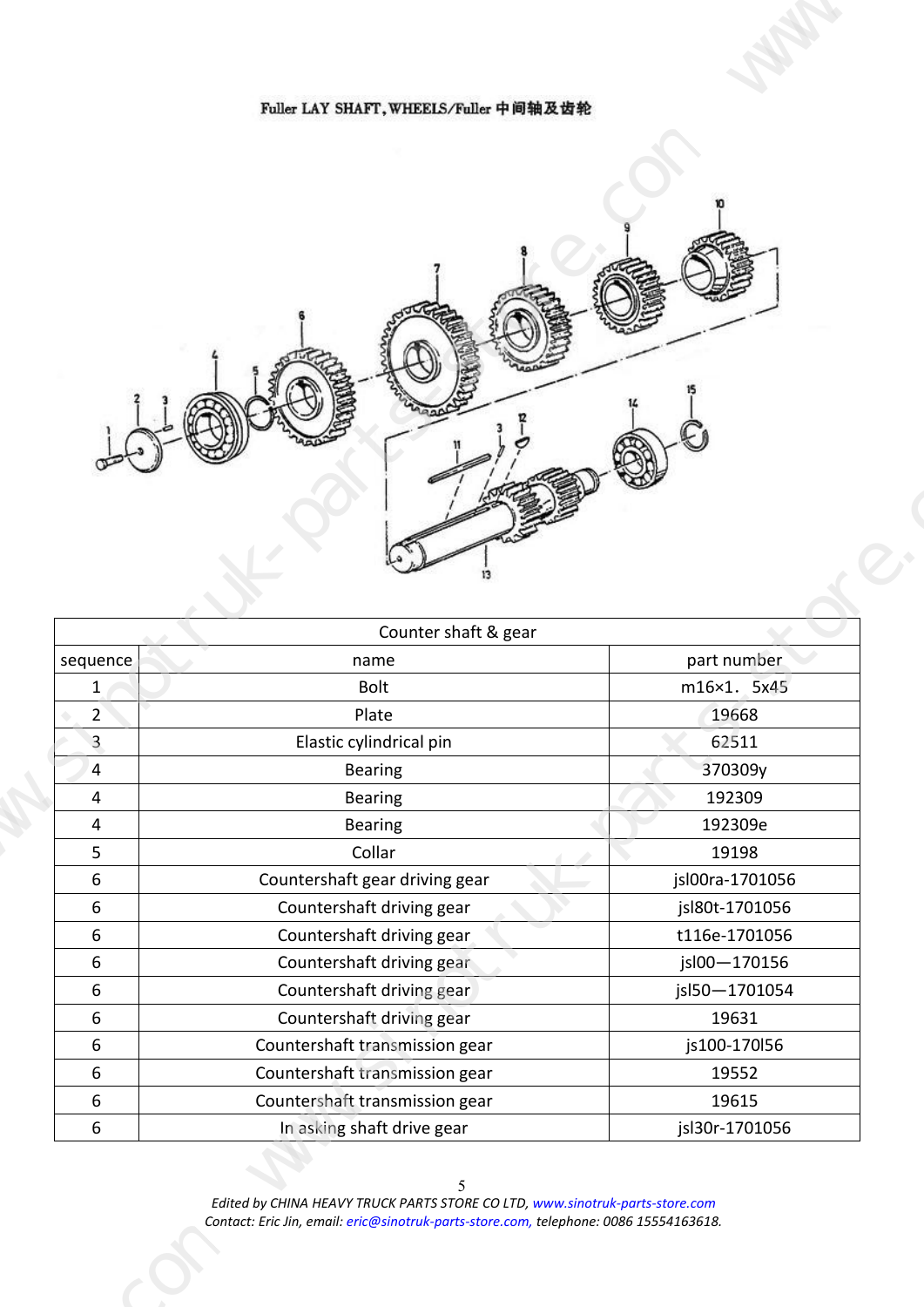# Fuller LAY SHAFT, WHEELS/Fuller 中间轴及齿轮

| Counter shaft & gear | | |
|---|---|---|
| sequence | name | part number |
| 1 | Bolt | m16×1．5x45 |
| 2 | Plate | 19668 |
| 3 | Elastic cylindrical pin | 62511 |
| 4 | Bearing | 370309y |
| 4 | Bearing | 192309 |
| 4 | Bearing | 192309e |
| 5 | Collar | 19198 |
| 6 | Countershaft gear driving gear | jsl00ra-1701056 |
| 6 | Countershaft driving gear | jsl80t-1701056 |
| 6 | Countershaft driving gear | t116e-1701056 |
| 6 | Countershaft driving gear | jsl00—170156 |
| 6 | Countershaft driving gear | jsl50—1701054 |
| 6 | Countershaft driving gear | 19631 |
| 6 | Countershaft transmission gear | js100-170l56 |
| 6 | Countershaft transmission gear | 19552 |
| 6 | Countershaft transmission gear | 19615 |
| 6 | In asking shaft drive gear | jsl30r-1701056 |

*Edited by CHINA HEAVY TRUCK PARTS STORE CO LTD, www.sinotruk-parts-store.com*
*Contact: Eric Jin, email: eric@sinotruk-parts-store.com, telephone: 0086 15554163618.*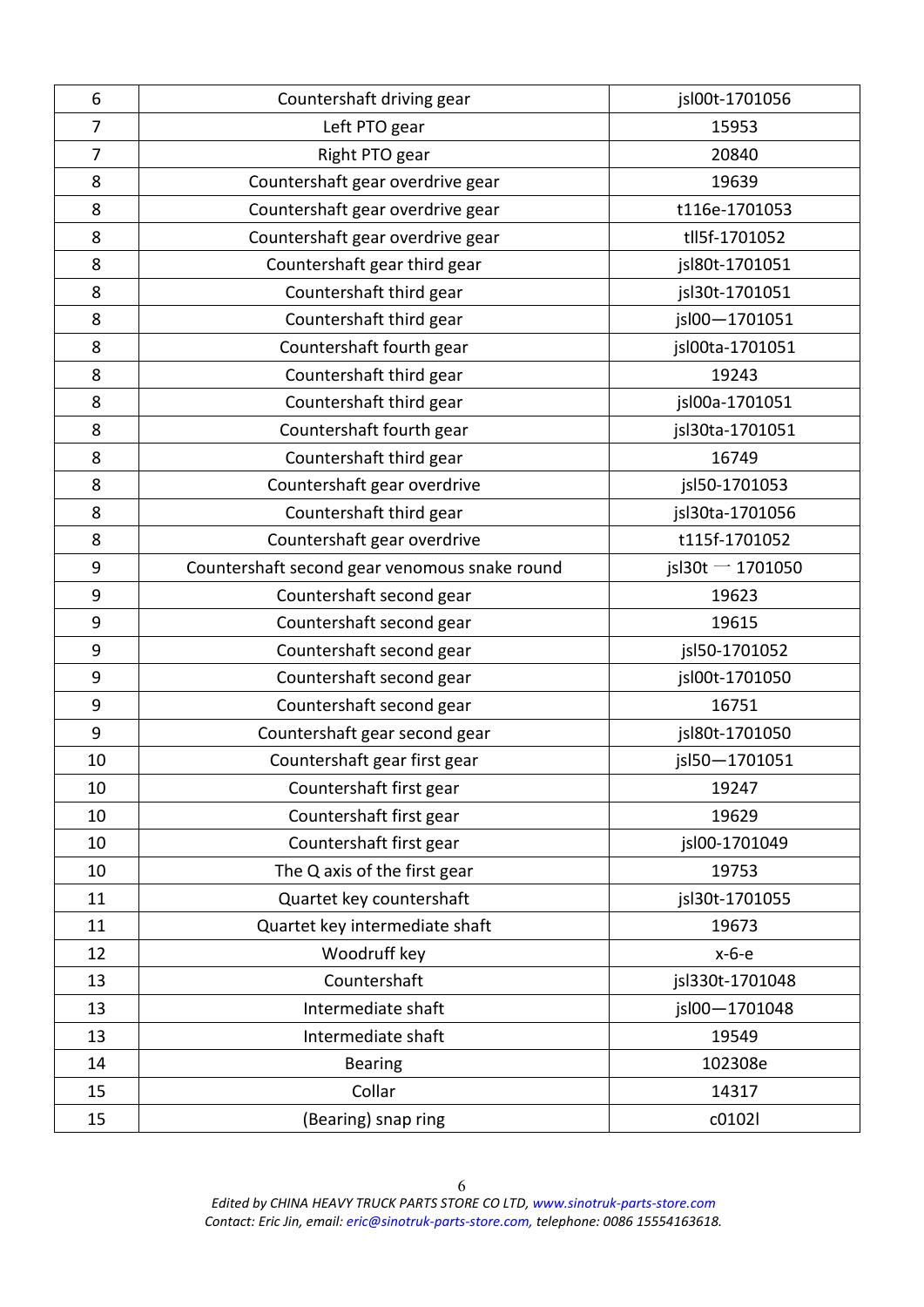| 6 | Countershaft driving gear | jsl00t-1701056 |
|---|---|---|
| 7 | Left PTO gear | 15953 |
| 7 | Right PTO gear | 20840 |
| 8 | Countershaft gear overdrive gear | 19639 |
| 8 | Countershaft gear overdrive gear | t116e-1701053 |
| 8 | Countershaft gear overdrive gear | tll5f-1701052 |
| 8 | Countershaft gear third gear | jsl80t-1701051 |
| 8 | Countershaft third gear | jsl30t-1701051 |
| 8 | Countershaft third gear | jsl00—1701051 |
| 8 | Countershaft fourth gear | jsl00ta-1701051 |
| 8 | Countershaft third gear | 19243 |
| 8 | Countershaft third gear | jsl00a-1701051 |
| 8 | Countershaft fourth gear | jsl30ta-1701051 |
| 8 | Countershaft third gear | 16749 |
| 8 | Countershaft gear overdrive | jsl50-1701053 |
| 8 | Countershaft third gear | jsl30ta-1701056 |
| 8 | Countershaft gear overdrive | t115f-1701052 |
| 9 | Countershaft second gear venomous snake round | jsl30t 一 1701050 |
| 9 | Countershaft second gear | 19623 |
| 9 | Countershaft second gear | 19615 |
| 9 | Countershaft second gear | jsl50-1701052 |
| 9 | Countershaft second gear | jsl00t-1701050 |
| 9 | Countershaft second gear | 16751 |
| 9 | Countershaft gear second gear | jsl80t-1701050 |
| 10 | Countershaft gear first gear | jsl50—1701051 |
| 10 | Countershaft first gear | 19247 |
| 10 | Countershaft first gear | 19629 |
| 10 | Countershaft first gear | jsl00-1701049 |
| 10 | The Q axis of the first gear | 19753 |
| 11 | Quartet key countershaft | jsl30t-1701055 |
| 11 | Quartet key intermediate shaft | 19673 |
| 12 | Woodruff key | x-6-e |
| 13 | Countershaft | jsl330t-1701048 |
| 13 | Intermediate shaft | jsl00—1701048 |
| 13 | Intermediate shaft | 19549 |
| 14 | Bearing | 102308e |
| 15 | Collar | 14317 |
| 15 | (Bearing) snap ring | c0102l |

*Edited by CHINA HEAVY TRUCK PARTS STORE CO LTD, www.sinotruk-parts-store.com*
*Contact: Eric Jin, email: eric@sinotruk-parts-store.com, telephone: 0086 15554163618.*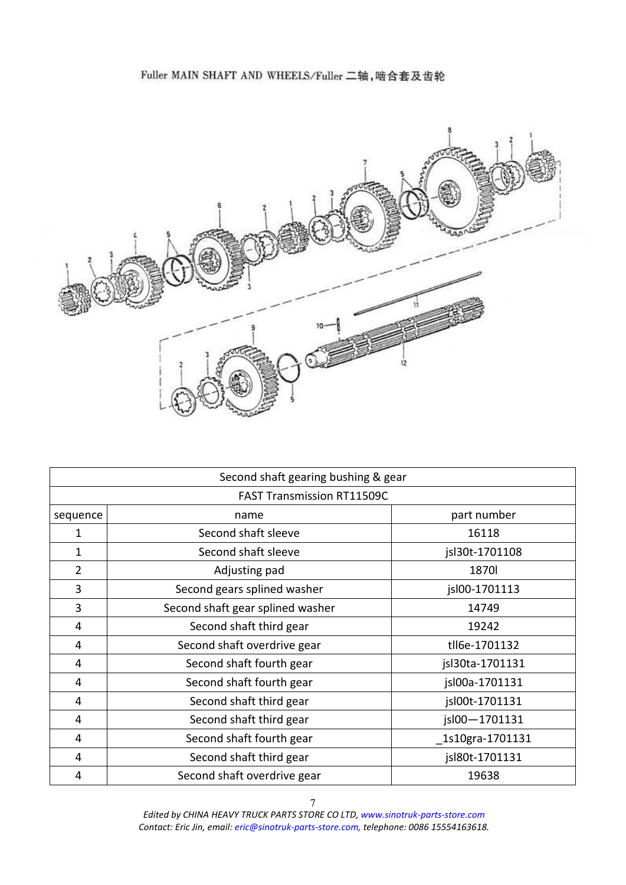Fuller MAIN SHAFT AND WHEELS/Fuller 二轴，啮合套及齿轮

| Second shaft gearing bushing & gear | | |
|---|---|---|
| FAST Transmission RT11509C | | |
| sequence | name | part number |
| 1 | Second shaft sleeve | 16118 |
| 1 | Second shaft sleeve | jsl30t-1701108 |
| 2 | Adjusting pad | 1870l |
| 3 | Second gears splined washer | jsl00-1701113 |
| 3 | Second shaft gear splined washer | 14749 |
| 4 | Second shaft third gear | 19242 |
| 4 | Second shaft overdrive gear | tll6e-1701132 |
| 4 | Second shaft fourth gear | jsl30ta-1701131 |
| 4 | Second shaft fourth gear | jsl00a-1701131 |
| 4 | Second shaft third gear | jsl00t-1701131 |
| 4 | Second shaft third gear | jsl00—1701131 |
| 4 | Second shaft fourth gear | _1s10gra-1701131 |
| 4 | Second shaft third gear | jsl80t-1701131 |
| 4 | Second shaft overdrive gear | 19638 |

*Edited by CHINA HEAVY TRUCK PARTS STORE CO LTD, www.sinotruk-parts-store.com*
*Contact: Eric Jin, email: eric@sinotruk-parts-store.com, telephone: 0086 15554163618.*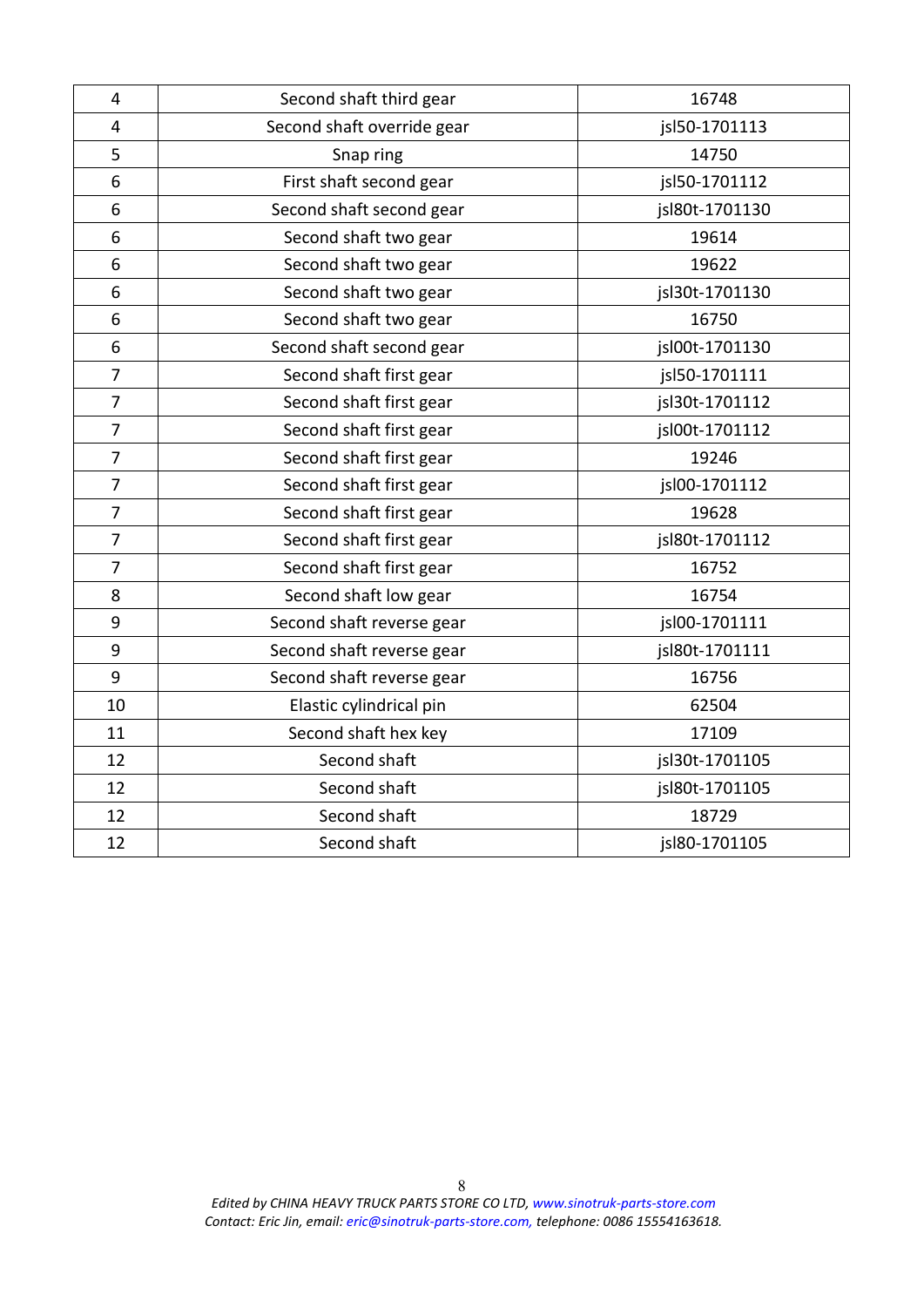| 4 | Second shaft third gear | 16748 |
| --- | --- | --- |
| 4 | Second shaft override gear | jsl50-1701113 |
| 5 | Snap ring | 14750 |
| 6 | First shaft second gear | jsl50-1701112 |
| 6 | Second shaft second gear | jsl80t-1701130 |
| 6 | Second shaft two gear | 19614 |
| 6 | Second shaft two gear | 19622 |
| 6 | Second shaft two gear | jsl30t-1701130 |
| 6 | Second shaft two gear | 16750 |
| 6 | Second shaft second gear | jsl00t-1701130 |
| 7 | Second shaft first gear | jsl50-1701111 |
| 7 | Second shaft first gear | jsl30t-1701112 |
| 7 | Second shaft first gear | jsl00t-1701112 |
| 7 | Second shaft first gear | 19246 |
| 7 | Second shaft first gear | jsl00-1701112 |
| 7 | Second shaft first gear | 19628 |
| 7 | Second shaft first gear | jsl80t-1701112 |
| 7 | Second shaft first gear | 16752 |
| 8 | Second shaft low gear | 16754 |
| 9 | Second shaft reverse gear | jsl00-1701111 |
| 9 | Second shaft reverse gear | jsl80t-1701111 |
| 9 | Second shaft reverse gear | 16756 |
| 10 | Elastic cylindrical pin | 62504 |
| 11 | Second shaft hex key | 17109 |
| 12 | Second shaft | jsl30t-1701105 |
| 12 | Second shaft | jsl80t-1701105 |
| 12 | Second shaft | 18729 |
| 12 | Second shaft | jsl80-1701105 |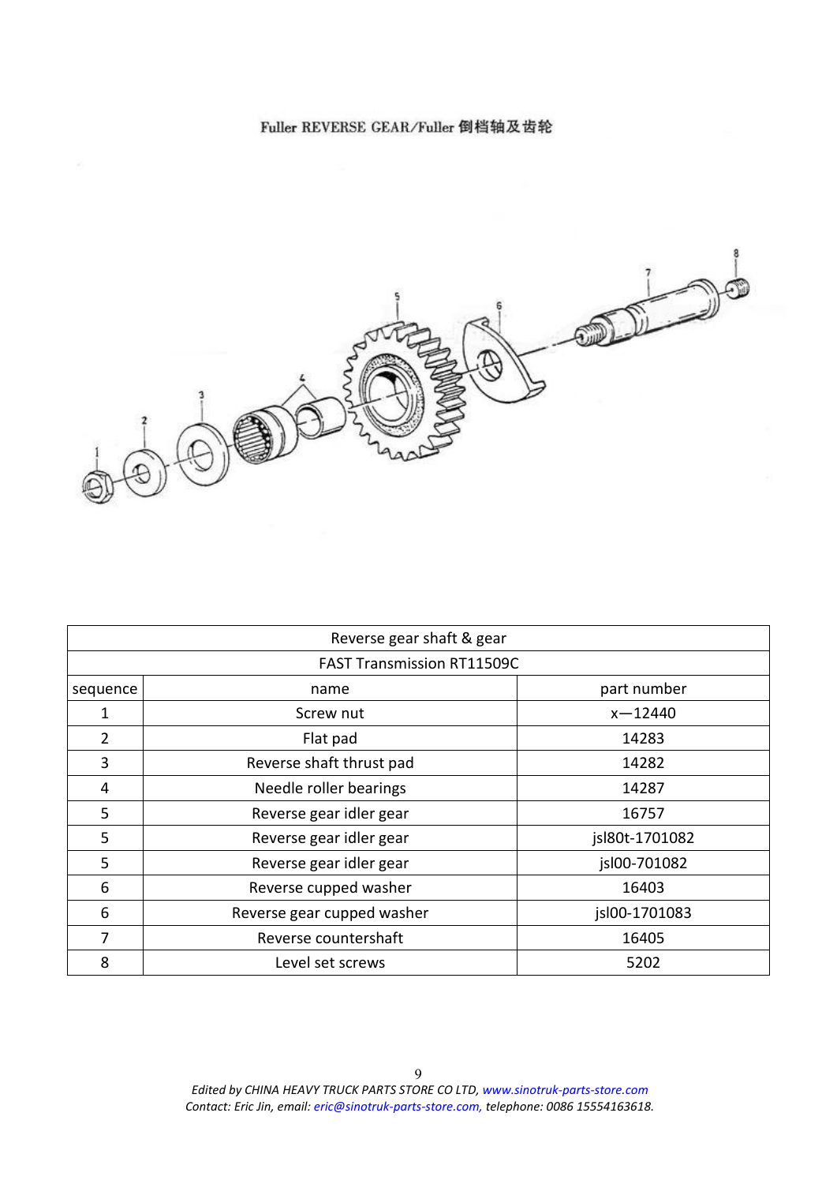# Fuller REVERSE GEAR/Fuller 倒档轴及齿轮

| Reverse gear shaft & gear | | |
|---|---|---|
| FAST Transmission RT11509C | | |
| sequence | name | part number |
| 1 | Screw nut | x—12440 |
| 2 | Flat pad | 14283 |
| 3 | Reverse shaft thrust pad | 14282 |
| 4 | Needle roller bearings | 14287 |
| 5 | Reverse gear idler gear | 16757 |
| 5 | Reverse gear idler gear | jsl80t-1701082 |
| 5 | Reverse gear idler gear | jsl00-701082 |
| 6 | Reverse cupped washer | 16403 |
| 6 | Reverse gear cupped washer | jsl00-1701083 |
| 7 | Reverse countershaft | 16405 |
| 8 | Level set screws | 5202 |

*Edited by CHINA HEAVY TRUCK PARTS STORE CO LTD, www.sinotruk-parts-store.com*
*Contact: Eric Jin, email: eric@sinotruk-parts-store.com, telephone: 0086 15554163618.*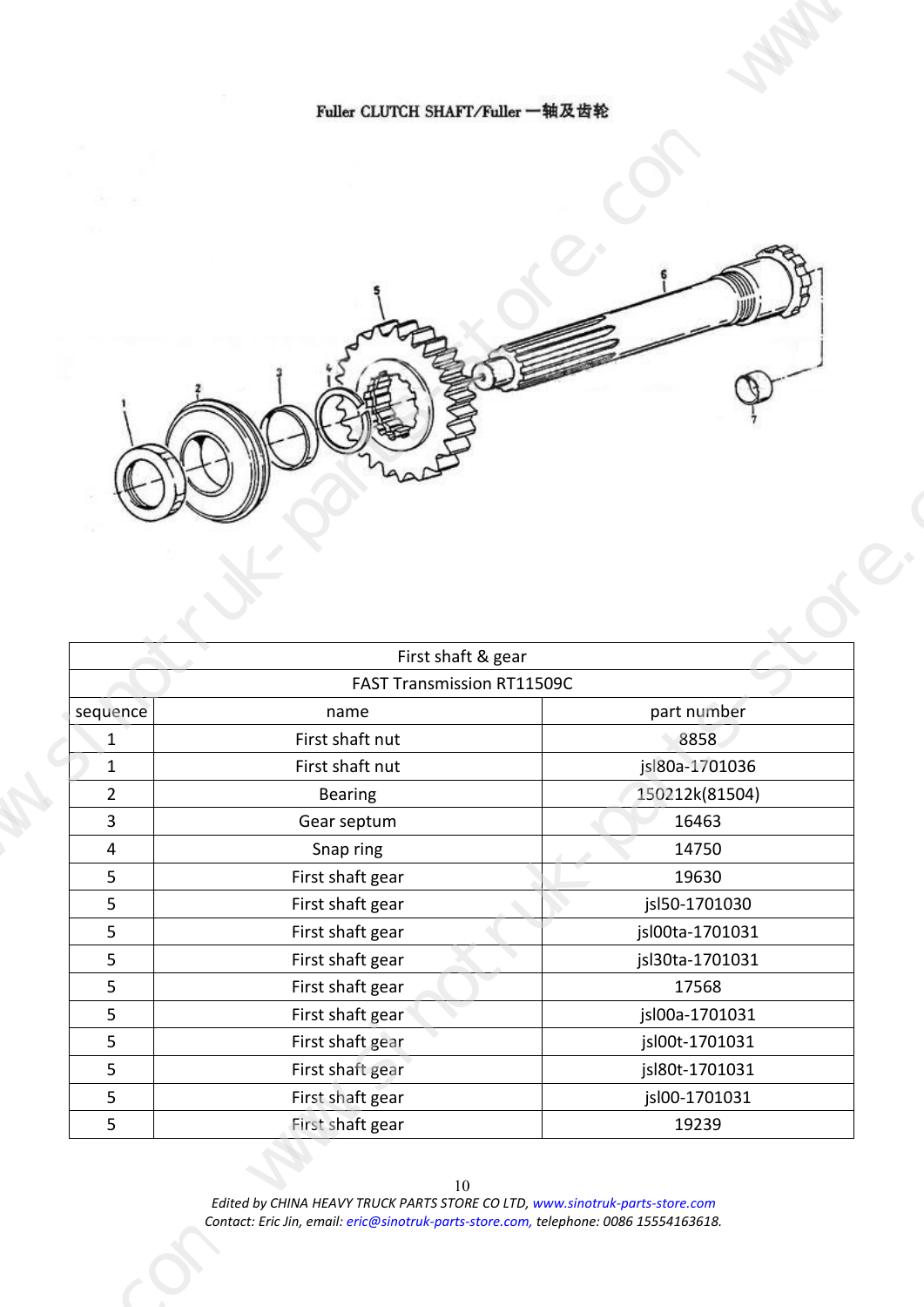Fuller CLUTCH SHAFT/Fuller 一轴及齿轮

| First shaft & gear | | |
|---|---|---|
| FAST Transmission RT11509C | | |
| sequence | name | part number |
| 1 | First shaft nut | 8858 |
| 1 | First shaft nut | jsl80a-1701036 |
| 2 | Bearing | 150212k(81504) |
| 3 | Gear septum | 16463 |
| 4 | Snap ring | 14750 |
| 5 | First shaft gear | 19630 |
| 5 | First shaft gear | jsl50-1701030 |
| 5 | First shaft gear | jsl00ta-1701031 |
| 5 | First shaft gear | jsl30ta-1701031 |
| 5 | First shaft gear | 17568 |
| 5 | First shaft gear | jsl00a-1701031 |
| 5 | First shaft gear | jsl00t-1701031 |
| 5 | First shaft gear | jsl80t-1701031 |
| 5 | First shaft gear | jsl00-1701031 |
| 5 | First shaft gear | 19239 |

*Edited by CHINA HEAVY TRUCK PARTS STORE CO LTD, www.sinotruk-parts-store.com*
*Contact: Eric Jin, email: eric@sinotruk-parts-store.com, telephone: 0086 15554163618.*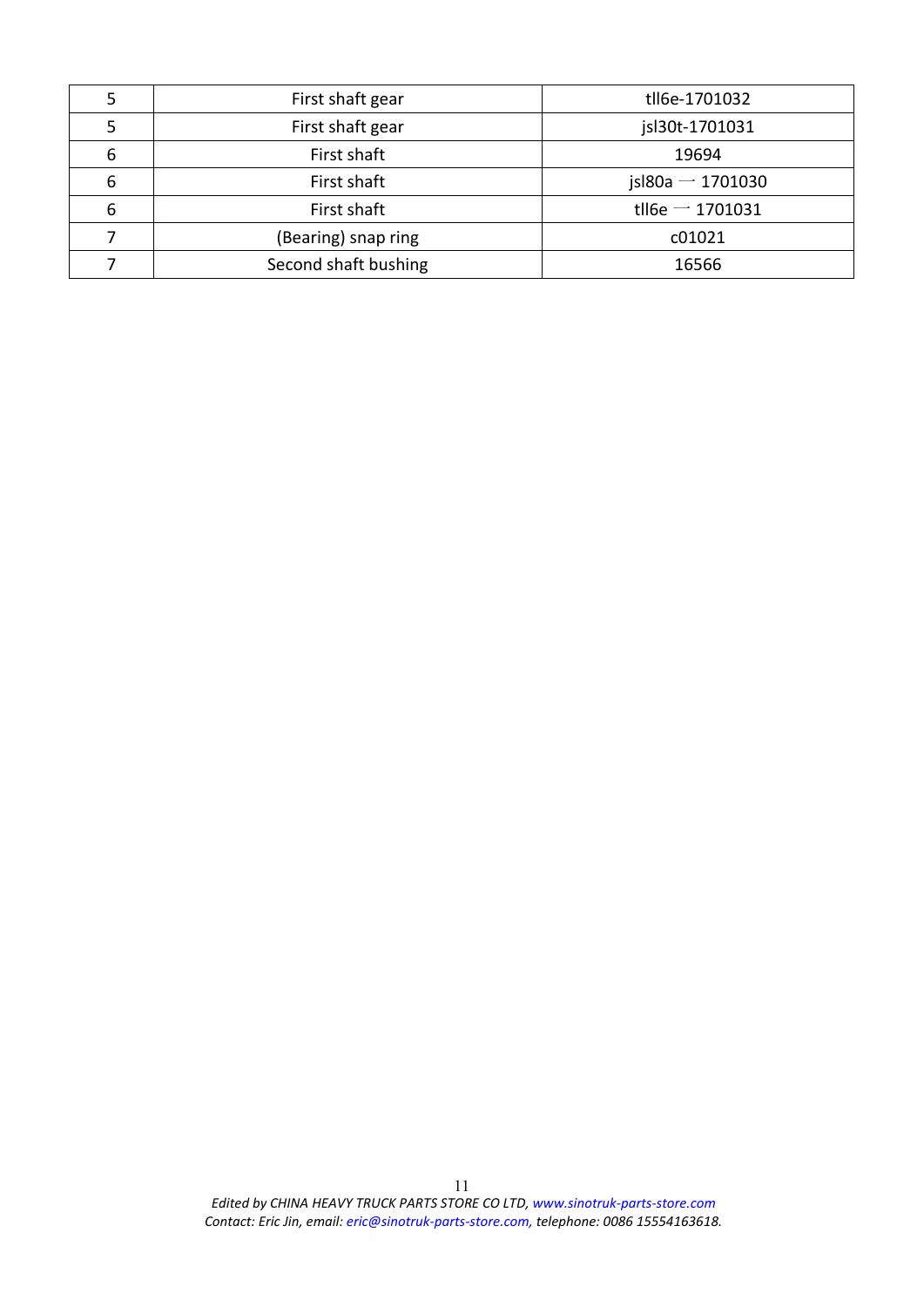| 5 | First shaft gear | tll6e-1701032 |
|---|---|---|
| 5 | First shaft gear | jsl30t-1701031 |
| 6 | First shaft | 19694 |
| 6 | First shaft | jsl80a 一 1701030 |
| 6 | First shaft | tll6e 一 1701031 |
| 7 | (Bearing) snap ring | c01021 |
| 7 | Second shaft bushing | 16566 |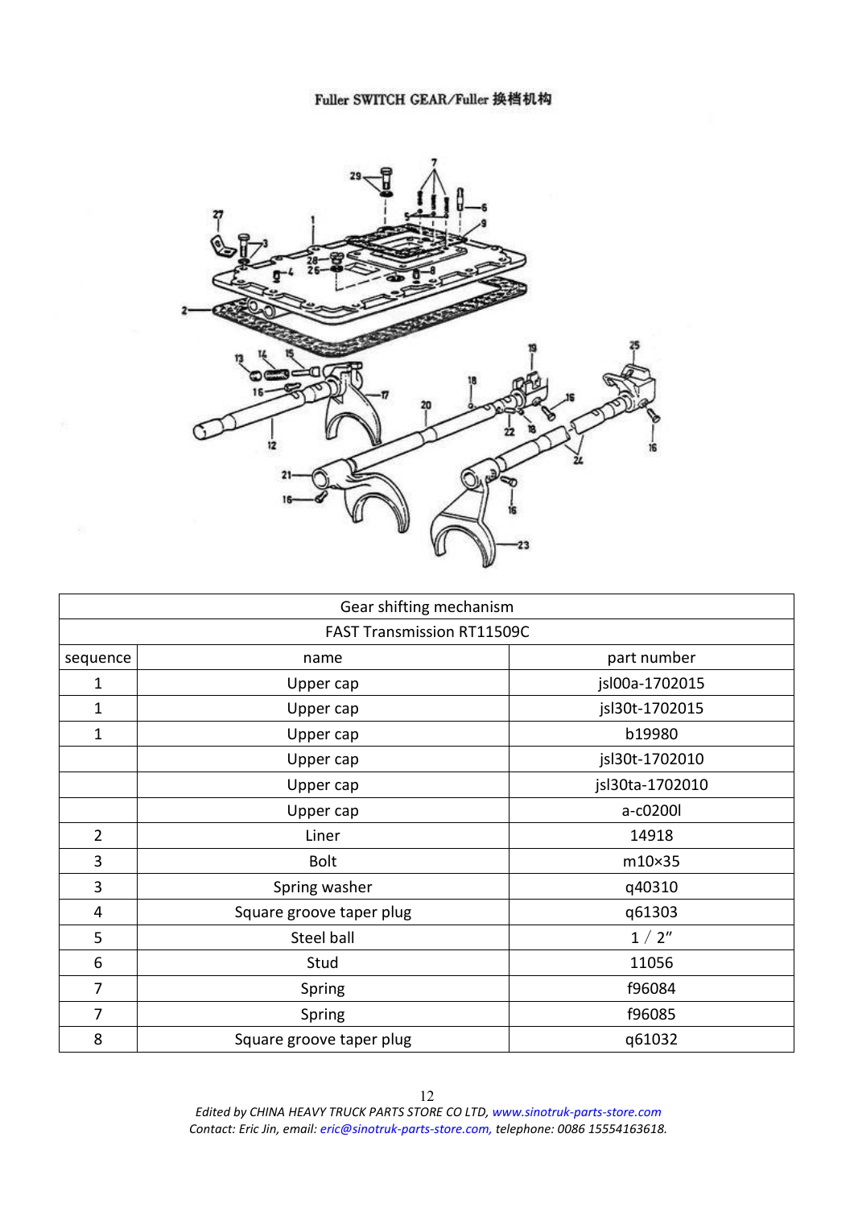# Fuller SWITCH GEAR/Fuller 换档机构

| Gear shifting mechanism | | |
|---|---|---|
| FAST Transmission RT11509C | | |
| sequence | name | part number |
| 1 | Upper cap | jsl00a-1702015 |
| 1 | Upper cap | jsl30t-1702015 |
| 1 | Upper cap | b19980 |
| | Upper cap | jsl30t-1702010 |
| | Upper cap | jsl30ta-1702010 |
| | Upper cap | a-c0200l |
| 2 | Liner | 14918 |
| 3 | Bolt | m10×35 |
| 3 | Spring washer | q40310 |
| 4 | Square groove taper plug | q61303 |
| 5 | Steel ball | 1/2″ |
| 6 | Stud | 11056 |
| 7 | Spring | f96084 |
| 7 | Spring | f96085 |
| 8 | Square groove taper plug | q61032 |

*Edited by CHINA HEAVY TRUCK PARTS STORE CO LTD, www.sinotruk-parts-store.com*
*Contact: Eric Jin, email: eric@sinotruk-parts-store.com, telephone: 0086 15554163618.*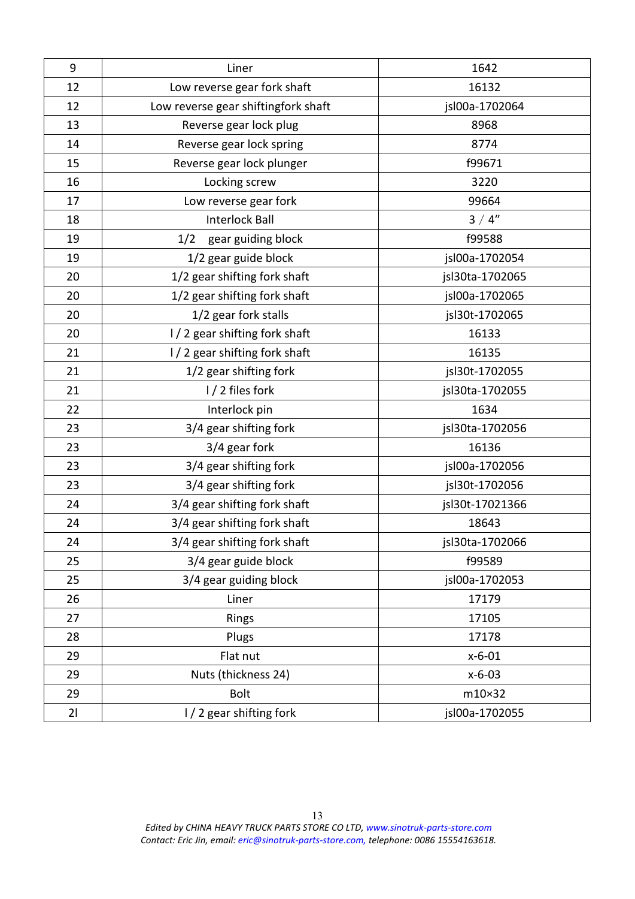| 9 | Liner | 1642 |
|---|---|---|
| 12 | Low reverse gear fork shaft | 16132 |
| 12 | Low reverse gear shiftingfork shaft | jsl00a-1702064 |
| 13 | Reverse gear lock plug | 8968 |
| 14 | Reverse gear lock spring | 8774 |
| 15 | Reverse gear lock plunger | f99671 |
| 16 | Locking screw | 3220 |
| 17 | Low reverse gear fork | 99664 |
| 18 | Interlock Ball | 3 / 4" |
| 19 | 1/2 gear guiding block | f99588 |
| 19 | 1/2 gear guide block | jsl00a-1702054 |
| 20 | 1/2 gear shifting fork shaft | jsl30ta-1702065 |
| 20 | 1/2 gear shifting fork shaft | jsl00a-1702065 |
| 20 | 1/2 gear fork stalls | jsl30t-1702065 |
| 20 | l / 2 gear shifting fork shaft | 16133 |
| 21 | l / 2 gear shifting fork shaft | 16135 |
| 21 | 1/2 gear shifting fork | jsl30t-1702055 |
| 21 | l / 2 files fork | jsl30ta-1702055 |
| 22 | Interlock pin | 1634 |
| 23 | 3/4 gear shifting fork | jsl30ta-1702056 |
| 23 | 3/4 gear fork | 16136 |
| 23 | 3/4 gear shifting fork | jsl00a-1702056 |
| 23 | 3/4 gear shifting fork | jsl30t-1702056 |
| 24 | 3/4 gear shifting fork shaft | jsl30t-17021366 |
| 24 | 3/4 gear shifting fork shaft | 18643 |
| 24 | 3/4 gear shifting fork shaft | jsl30ta-1702066 |
| 25 | 3/4 gear guide block | f99589 |
| 25 | 3/4 gear guiding block | jsl00a-1702053 |
| 26 | Liner | 17179 |
| 27 | Rings | 17105 |
| 28 | Plugs | 17178 |
| 29 | Flat nut | x-6-01 |
| 29 | Nuts (thickness 24) | x-6-03 |
| 29 | Bolt | m10×32 |
| 2l | l / 2 gear shifting fork | jsl00a-1702055 |

*Edited by CHINA HEAVY TRUCK PARTS STORE CO LTD, www.sinotruk-parts-store.com*
*Contact: Eric Jin, email: eric@sinotruk-parts-store.com, telephone: 0086 15554163618.*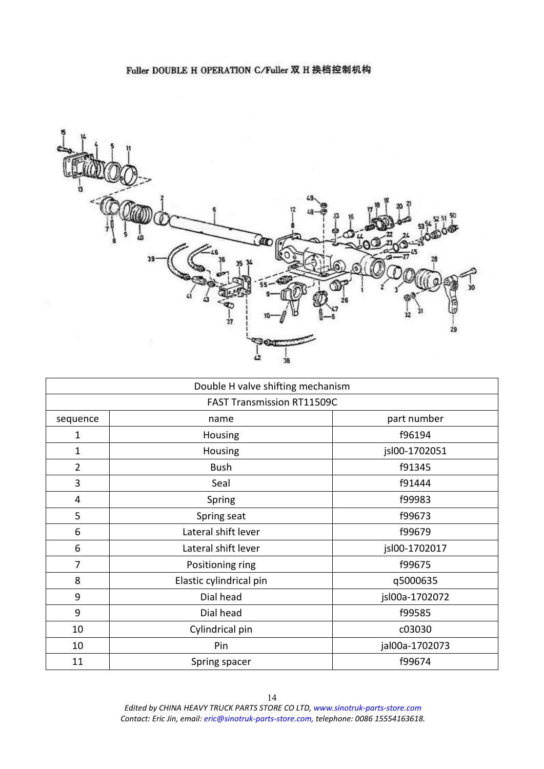Fuller DOUBLE H OPERATION C/Fuller 双 H 换档控制机构

| Double H valve shifting mechanism | | |
|---|---|---|
| FAST Transmission RT11509C | | |
| sequence | name | part number |
| 1 | Housing | f96194 |
| 1 | Housing | jsl00-1702051 |
| 2 | Bush | f91345 |
| 3 | Seal | f91444 |
| 4 | Spring | f99983 |
| 5 | Spring seat | f99673 |
| 6 | Lateral shift lever | f99679 |
| 6 | Lateral shift lever | jsl00-1702017 |
| 7 | Positioning ring | f99675 |
| 8 | Elastic cylindrical pin | q5000635 |
| 9 | Dial head | jsl00a-1702072 |
| 9 | Dial head | f99585 |
| 10 | Cylindrical pin | c03030 |
| 10 | Pin | jal00a-1702073 |
| 11 | Spring spacer | f99674 |

*Edited by CHINA HEAVY TRUCK PARTS STORE CO LTD, www.sinotruk-parts-store.com*
*Contact: Eric Jin, email: eric@sinotruk-parts-store.com, telephone: 0086 15554163618.*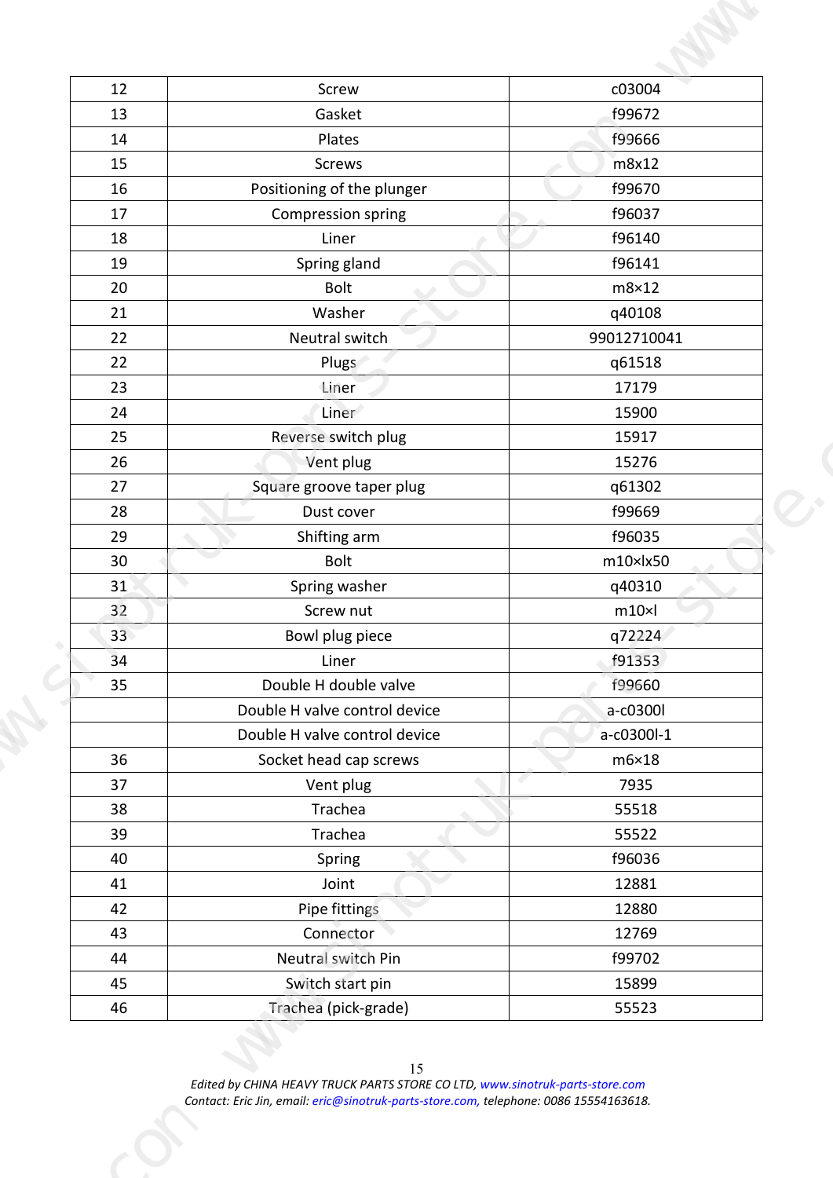| 12 | Screw | c03004 |
|---|---|---|
| 13 | Gasket | f99672 |
| 14 | Plates | f99666 |
| 15 | Screws | m8x12 |
| 16 | Positioning of the plunger | f99670 |
| 17 | Compression spring | f96037 |
| 18 | Liner | f96140 |
| 19 | Spring gland | f96141 |
| 20 | Bolt | m8×12 |
| 21 | Washer | q40108 |
| 22 | Neutral switch | 99012710041 |
| 22 | Plugs | q61518 |
| 23 | Liner | 17179 |
| 24 | Liner | 15900 |
| 25 | Reverse switch plug | 15917 |
| 26 | Vent plug | 15276 |
| 27 | Square groove taper plug | q61302 |
| 28 | Dust cover | f99669 |
| 29 | Shifting arm | f96035 |
| 30 | Bolt | m10×lx50 |
| 31 | Spring washer | q40310 |
| 32 | Screw nut | m10×l |
| 33 | Bowl plug piece | q72224 |
| 34 | Liner | f91353 |
| 35 | Double H double valve | f99660 |
| | Double H valve control device | a-c0300l |
| | Double H valve control device | a-c0300l-1 |
| 36 | Socket head cap screws | m6×18 |
| 37 | Vent plug | 7935 |
| 38 | Trachea | 55518 |
| 39 | Trachea | 55522 |
| 40 | Spring | f96036 |
| 41 | Joint | 12881 |
| 42 | Pipe fittings | 12880 |
| 43 | Connector | 12769 |
| 44 | Neutral switch Pin | f99702 |
| 45 | Switch start pin | 15899 |
| 46 | Trachea (pick-grade) | 55523 |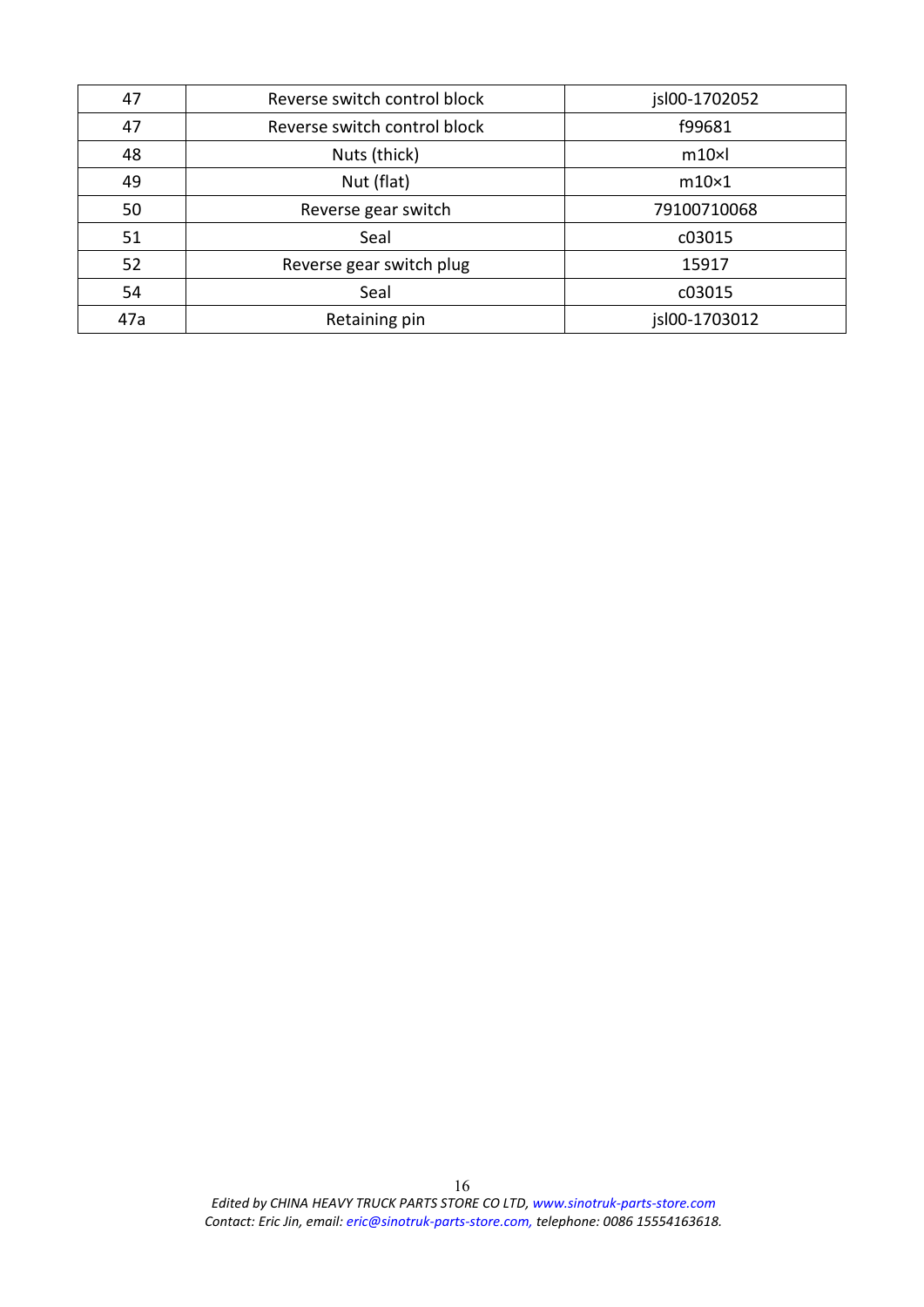| 47 | Reverse switch control block | jsl00-1702052 |
|---|---|---|
| 47 | Reverse switch control block | f99681 |
| 48 | Nuts (thick) | m10×l |
| 49 | Nut (flat) | m10×1 |
| 50 | Reverse gear switch | 79100710068 |
| 51 | Seal | c03015 |
| 52 | Reverse gear switch plug | 15917 |
| 54 | Seal | c03015 |
| 47a | Retaining pin | jsl00-1703012 |

*Edited by CHINA HEAVY TRUCK PARTS STORE CO LTD, www.sinotruk-parts-store.com*
*Contact: Eric Jin, email: eric@sinotruk-parts-store.com, telephone: 0086 15554163618.*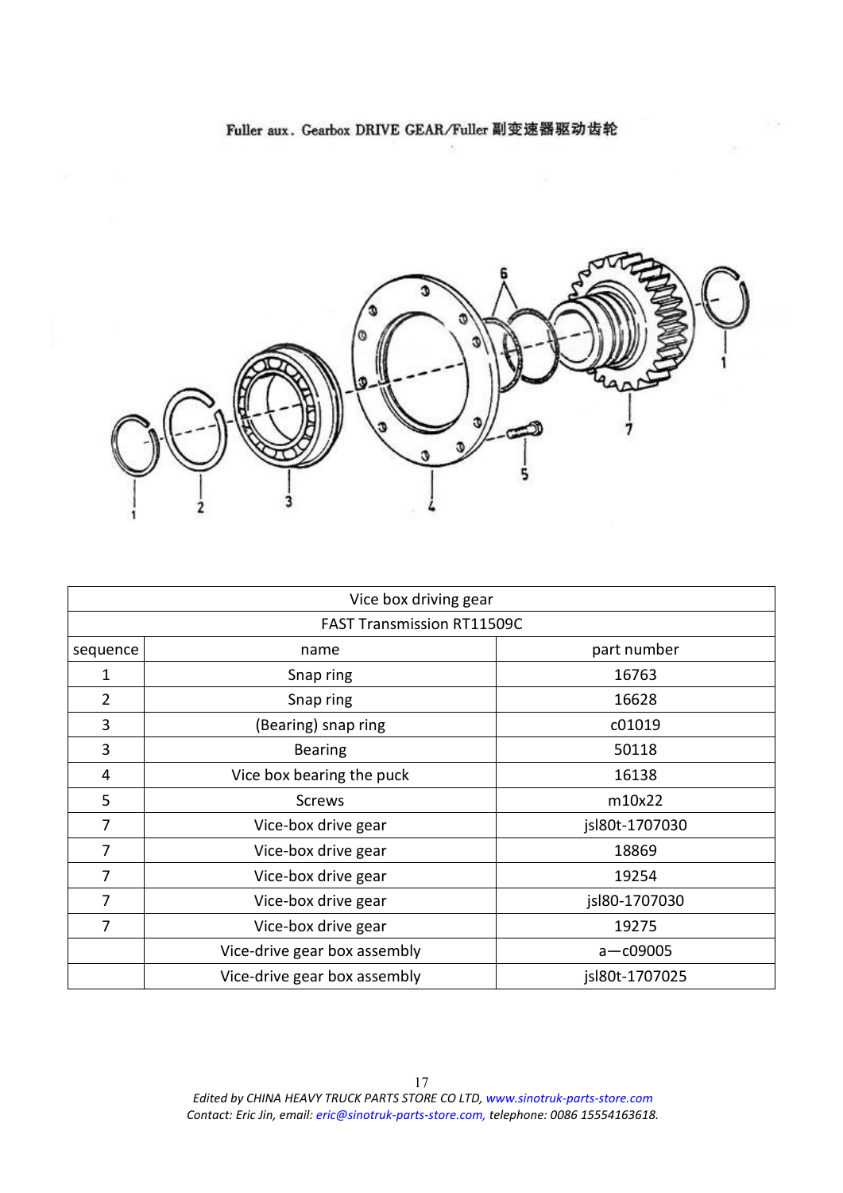Fuller aux. Gearbox DRIVE GEAR/Fuller 副变速器驱动齿轮

| Vice box driving gear | | |
|---|---|---|
| FAST Transmission RT11509C | | |
| sequence | name | part number |
| 1 | Snap ring | 16763 |
| 2 | Snap ring | 16628 |
| 3 | (Bearing) snap ring | c01019 |
| 3 | Bearing | 50118 |
| 4 | Vice box bearing the puck | 16138 |
| 5 | Screws | m10x22 |
| 7 | Vice-box drive gear | jsl80t-1707030 |
| 7 | Vice-box drive gear | 18869 |
| 7 | Vice-box drive gear | 19254 |
| 7 | Vice-box drive gear | jsl80-1707030 |
| 7 | Vice-box drive gear | 19275 |
| | Vice-drive gear box assembly | a—c09005 |
| | Vice-drive gear box assembly | jsl80t-1707025 |

*Edited by CHINA HEAVY TRUCK PARTS STORE CO LTD, www.sinotruk-parts-store.com*
*Contact: Eric Jin, email: eric@sinotruk-parts-store.com, telephone: 0086 15554163618.*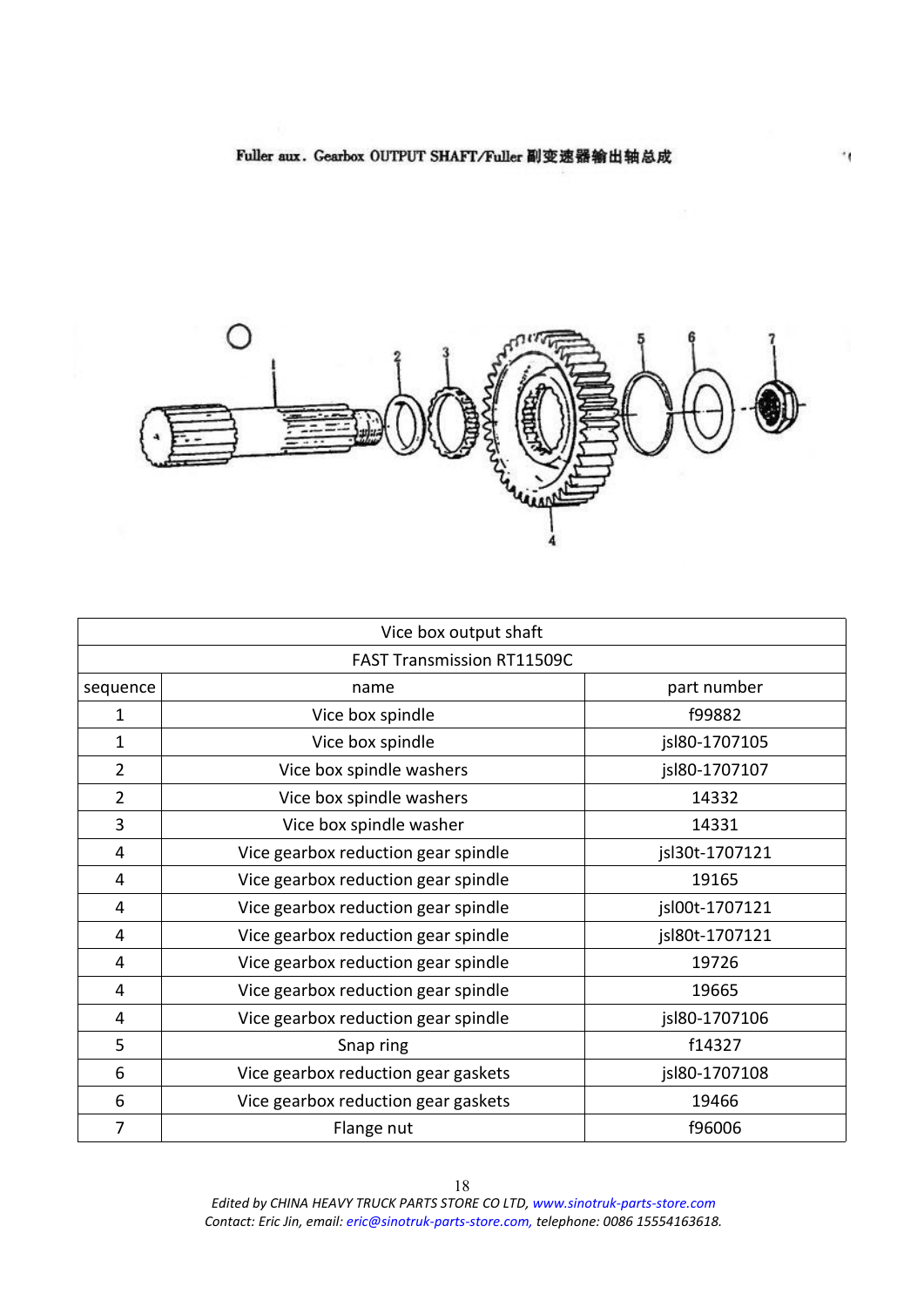Fuller aux. Gearbox OUTPUT SHAFT/Fuller 副变速器输出轴总成

| Vice box output shaft | | |
|---|---|---|
| FAST Transmission RT11509C | | |
| sequence | name | part number |
| 1 | Vice box spindle | f99882 |
| 1 | Vice box spindle | jsl80-1707105 |
| 2 | Vice box spindle washers | jsl80-1707107 |
| 2 | Vice box spindle washers | 14332 |
| 3 | Vice box spindle washer | 14331 |
| 4 | Vice gearbox reduction gear spindle | jsl30t-1707121 |
| 4 | Vice gearbox reduction gear spindle | 19165 |
| 4 | Vice gearbox reduction gear spindle | jsl00t-1707121 |
| 4 | Vice gearbox reduction gear spindle | jsl80t-1707121 |
| 4 | Vice gearbox reduction gear spindle | 19726 |
| 4 | Vice gearbox reduction gear spindle | 19665 |
| 4 | Vice gearbox reduction gear spindle | jsl80-1707106 |
| 5 | Snap ring | f14327 |
| 6 | Vice gearbox reduction gear gaskets | jsl80-1707108 |
| 6 | Vice gearbox reduction gear gaskets | 19466 |
| 7 | Flange nut | f96006 |

*Edited by CHINA HEAVY TRUCK PARTS STORE CO LTD, www.sinotruk-parts-store.com*
*Contact: Eric Jin, email: eric@sinotruk-parts-store.com, telephone: 0086 15554163618.*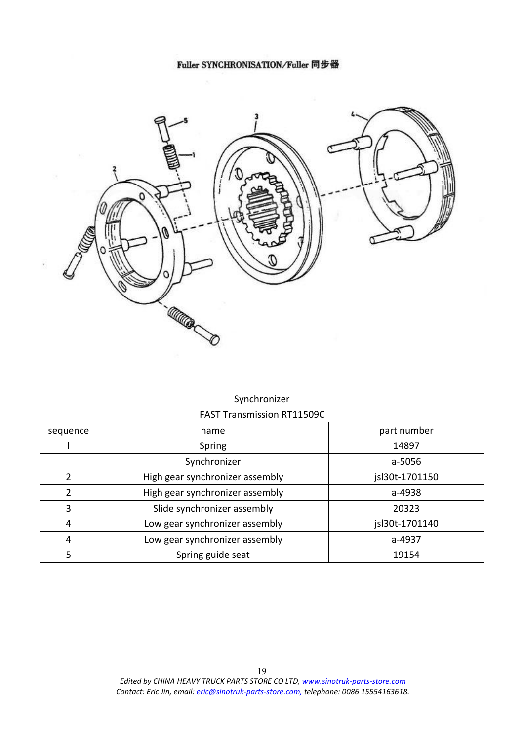# Fuller SYNCHRONISATION/Fuller 同步器

| Synchronizer | | |
|---|---|---|
| FAST Transmission RT11509C | | |
| sequence | name | part number |
| l | Spring | 14897 |
| | Synchronizer | a-5056 |
| 2 | High gear synchronizer assembly | jsl30t-1701150 |
| 2 | High gear synchronizer assembly | a-4938 |
| 3 | Slide synchronizer assembly | 20323 |
| 4 | Low gear synchronizer assembly | jsl30t-1701140 |
| 4 | Low gear synchronizer assembly | a-4937 |
| 5 | Spring guide seat | 19154 |

*Edited by CHINA HEAVY TRUCK PARTS STORE CO LTD, www.sinotruk-parts-store.com*
*Contact: Eric Jin, email: eric@sinotruk-parts-store.com, telephone: 0086 15554163618.*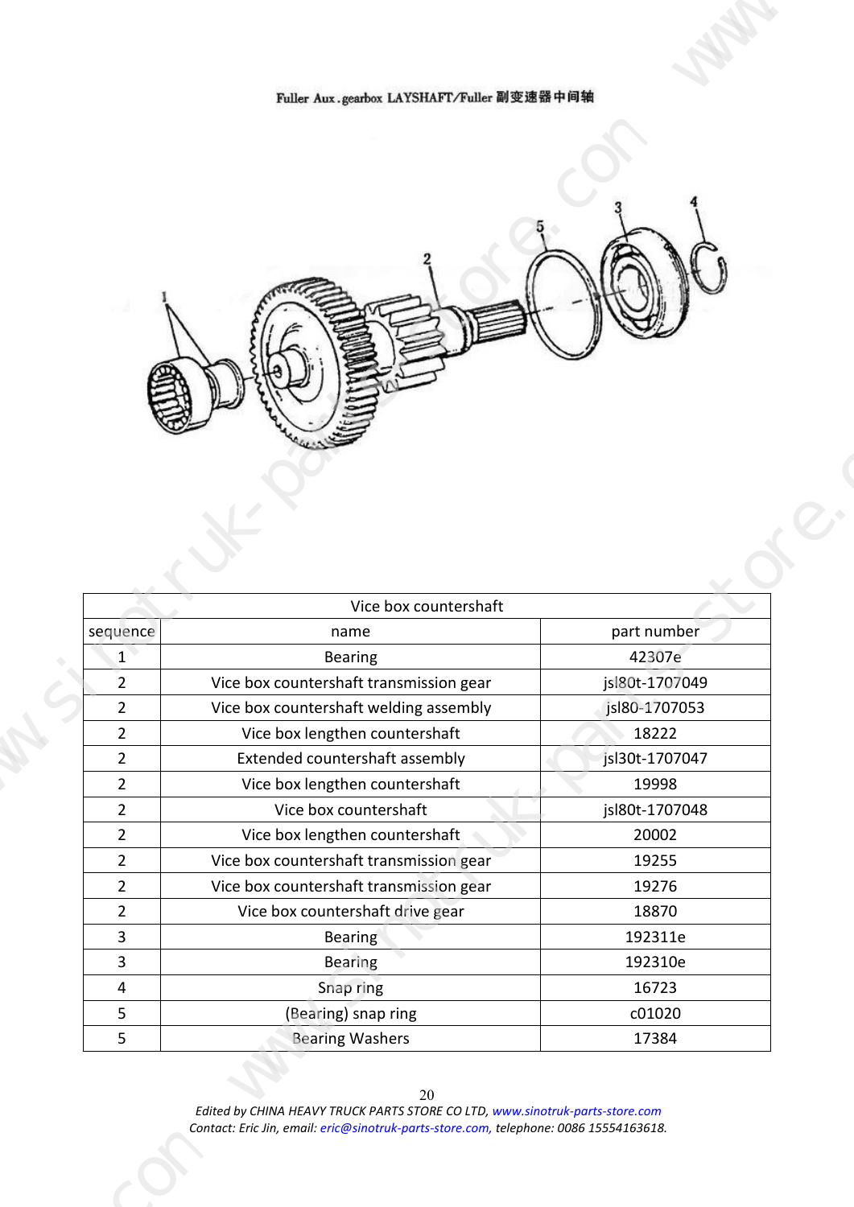Fuller Aux.gearbox LAYSHAFT/Fuller 副变速器中间轴

| Vice box countershaft | | |
|---|---|---|
| sequence | name | part number |
| 1 | Bearing | 42307e |
| 2 | Vice box countershaft transmission gear | jsl80t-1707049 |
| 2 | Vice box countershaft welding assembly | jsl80-1707053 |
| 2 | Vice box lengthen countershaft | 18222 |
| 2 | Extended countershaft assembly | jsl30t-1707047 |
| 2 | Vice box lengthen countershaft | 19998 |
| 2 | Vice box countershaft | jsl80t-1707048 |
| 2 | Vice box lengthen countershaft | 20002 |
| 2 | Vice box countershaft transmission gear | 19255 |
| 2 | Vice box countershaft transmission gear | 19276 |
| 2 | Vice box countershaft drive gear | 18870 |
| 3 | Bearing | 192311e |
| 3 | Bearing | 192310e |
| 4 | Snap ring | 16723 |
| 5 | (Bearing) snap ring | c01020 |
| 5 | Bearing Washers | 17384 |

*Edited by CHINA HEAVY TRUCK PARTS STORE CO LTD, www.sinotruk-parts-store.com*
*Contact: Eric Jin, email: eric@sinotruk-parts-store.com, telephone: 0086 15554163618.*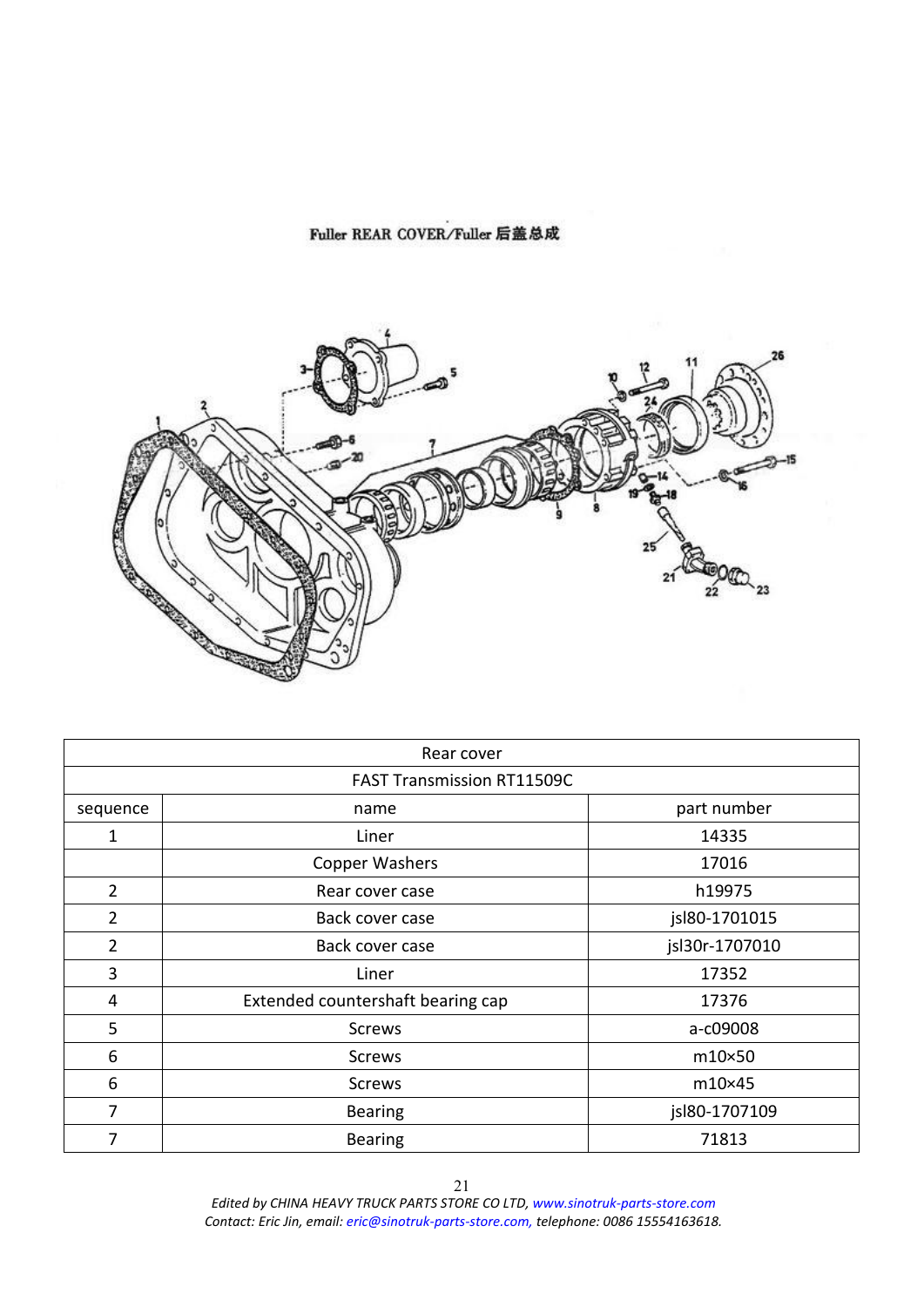Fuller REAR COVER/Fuller 后盖总成

| Rear cover | | |
|---|---|---|
| FAST Transmission RT11509C | | |
| sequence | name | part number |
| 1 | Liner | 14335 |
| | Copper Washers | 17016 |
| 2 | Rear cover case | h19975 |
| 2 | Back cover case | jsl80-1701015 |
| 2 | Back cover case | jsl30r-1707010 |
| 3 | Liner | 17352 |
| 4 | Extended countershaft bearing cap | 17376 |
| 5 | Screws | a-c09008 |
| 6 | Screws | m10×50 |
| 6 | Screws | m10×45 |
| 7 | Bearing | jsl80-1707109 |
| 7 | Bearing | 71813 |

*Edited by CHINA HEAVY TRUCK PARTS STORE CO LTD, www.sinotruk-parts-store.com*
*Contact: Eric Jin, email: eric@sinotruk-parts-store.com, telephone: 0086 15554163618.*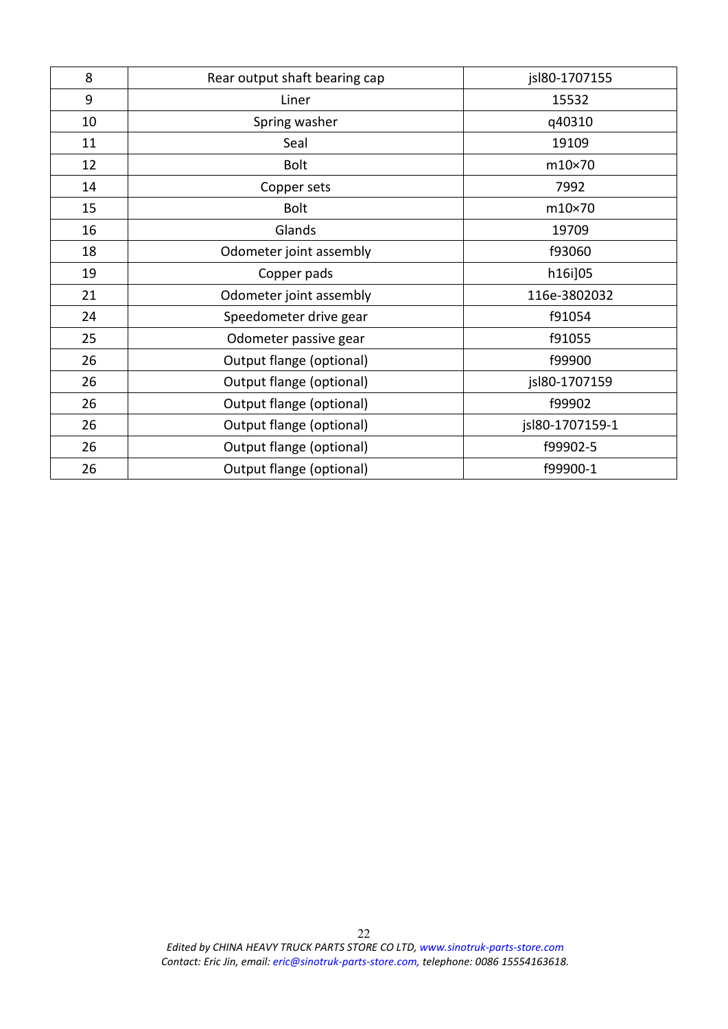| 8 | Rear output shaft bearing cap | jsl80-1707155 |
| --- | --- | --- |
| 9 | Liner | 15532 |
| 10 | Spring washer | q40310 |
| 11 | Seal | 19109 |
| 12 | Bolt | m10×70 |
| 14 | Copper sets | 7992 |
| 15 | Bolt | m10×70 |
| 16 | Glands | 19709 |
| 18 | Odometer joint assembly | f93060 |
| 19 | Copper pads | h16i]05 |
| 21 | Odometer joint assembly | 116e-3802032 |
| 24 | Speedometer drive gear | f91054 |
| 25 | Odometer passive gear | f91055 |
| 26 | Output flange (optional) | f99900 |
| 26 | Output flange (optional) | jsl80-1707159 |
| 26 | Output flange (optional) | f99902 |
| 26 | Output flange (optional) | jsl80-1707159-1 |
| 26 | Output flange (optional) | f99902-5 |
| 26 | Output flange (optional) | f99900-1 |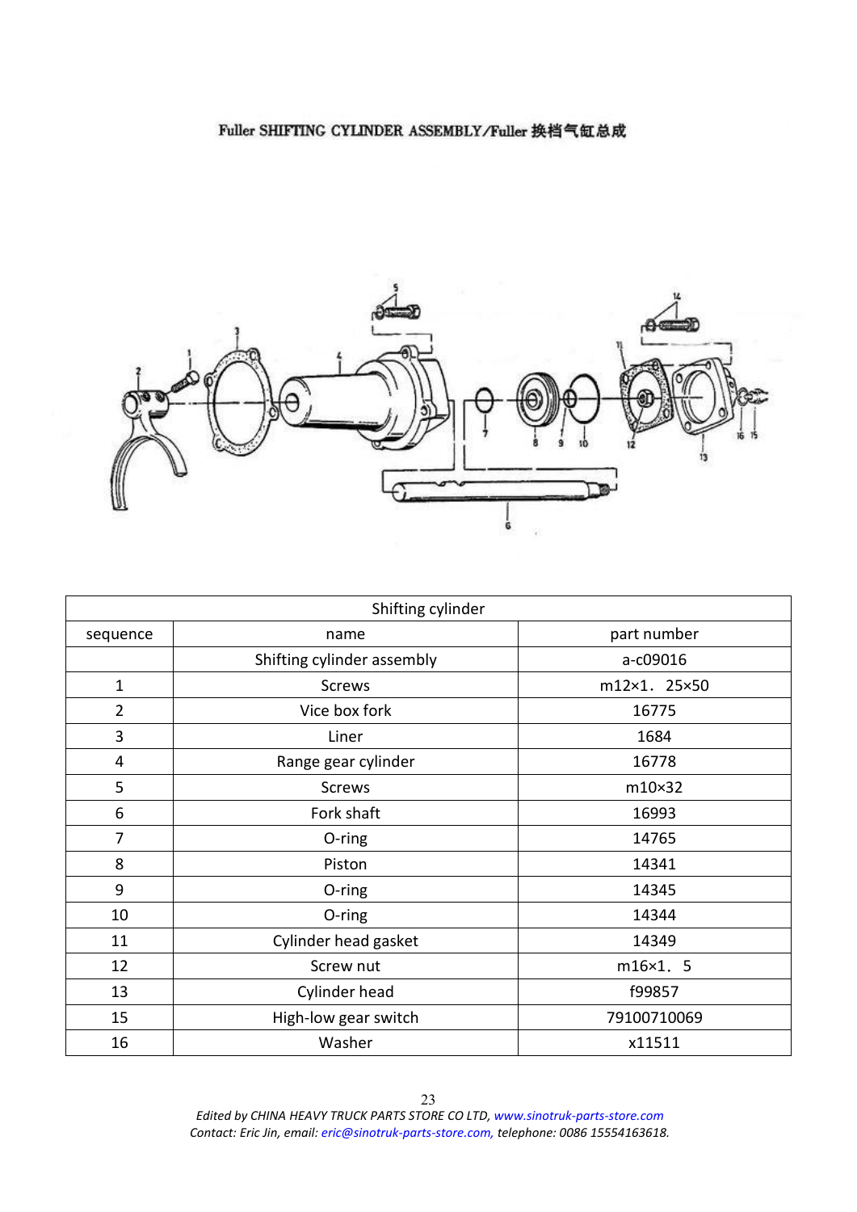# Fuller SHIFTING CYLINDER ASSEMBLY/Fuller 换档气缸总成

| Shifting cylinder | | |
|---|---|---|
| sequence | name | part number |
| | Shifting cylinder assembly | a-c09016 |
| 1 | Screws | m12×1．25×50 |
| 2 | Vice box fork | 16775 |
| 3 | Liner | 1684 |
| 4 | Range gear cylinder | 16778 |
| 5 | Screws | m10×32 |
| 6 | Fork shaft | 16993 |
| 7 | O-ring | 14765 |
| 8 | Piston | 14341 |
| 9 | O-ring | 14345 |
| 10 | O-ring | 14344 |
| 11 | Cylinder head gasket | 14349 |
| 12 | Screw nut | m16×1．5 |
| 13 | Cylinder head | f99857 |
| 15 | High-low gear switch | 79100710069 |
| 16 | Washer | x11511 |

*Edited by CHINA HEAVY TRUCK PARTS STORE CO LTD, www.sinotruk-parts-store.com*
*Contact: Eric Jin, email: eric@sinotruk-parts-store.com, telephone: 0086 15554163618.*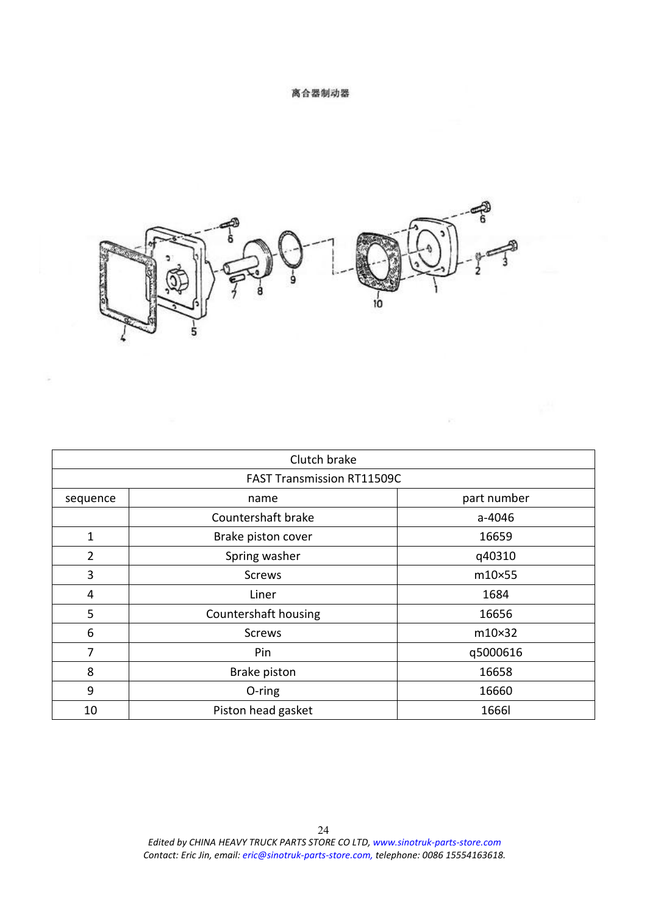离合器制动器

| Clutch brake | | |
|---|---|---|
| FAST Transmission RT11509C | | |
| sequence | name | part number |
| | Countershaft brake | a-4046 |
| 1 | Brake piston cover | 16659 |
| 2 | Spring washer | q40310 |
| 3 | Screws | m10×55 |
| 4 | Liner | 1684 |
| 5 | Countershaft housing | 16656 |
| 6 | Screws | m10×32 |
| 7 | Pin | q5000616 |
| 8 | Brake piston | 16658 |
| 9 | O-ring | 16660 |
| 10 | Piston head gasket | 1666l |

*Edited by CHINA HEAVY TRUCK PARTS STORE CO LTD, www.sinotruk-parts-store.com*
*Contact: Eric Jin, email: eric@sinotruk-parts-store.com, telephone: 0086 15554163618.*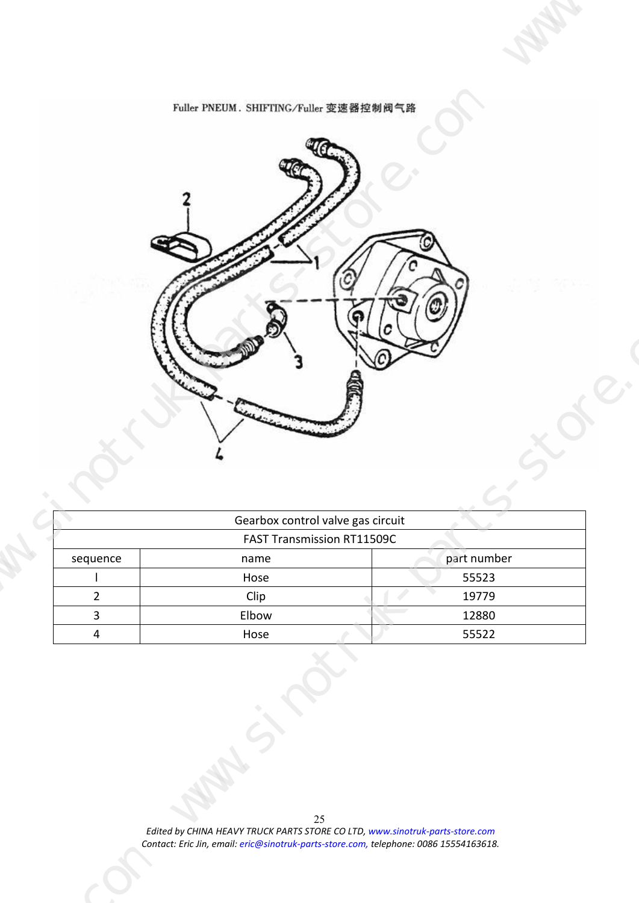Fuller PNEUM. SHIFTING/Fuller 变速器控制阀气路

| Gearbox control valve gas circuit | | |
|---|---|---|
| FAST Transmission RT11509C | | |
| sequence | name | part number |
| l | Hose | 55523 |
| 2 | Clip | 19779 |
| 3 | Elbow | 12880 |
| 4 | Hose | 55522 |

*Edited by CHINA HEAVY TRUCK PARTS STORE CO LTD, www.sinotruk-parts-store.com*
*Contact: Eric Jin, email: eric@sinotruk-parts-store.com, telephone: 0086 15554163618.*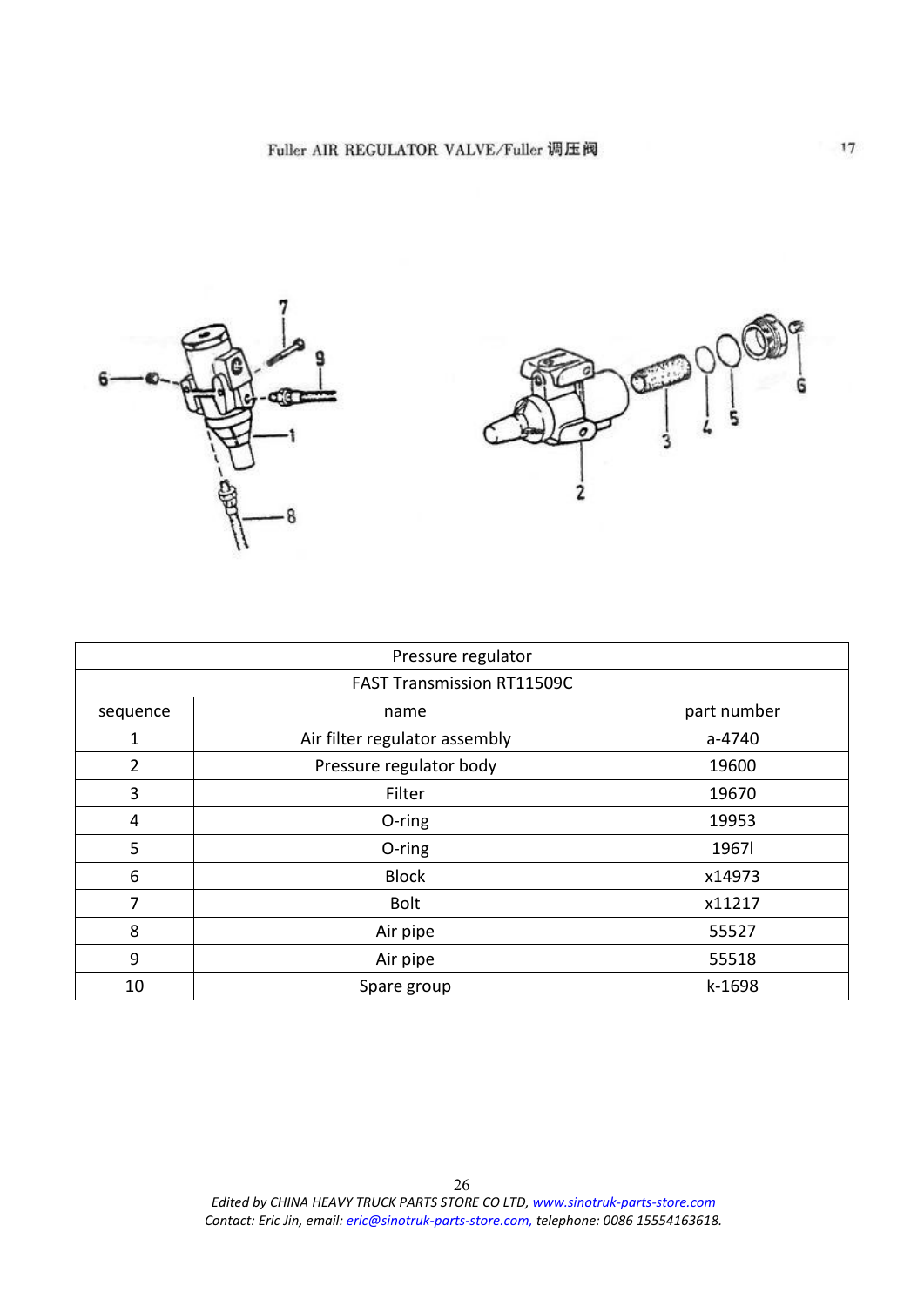Fuller AIR REGULATOR VALVE/Fuller 调压阀

| Pressure regulator | | |
|---|---|---|
| FAST Transmission RT11509C | | |
| sequence | name | part number |
| 1 | Air filter regulator assembly | a-4740 |
| 2 | Pressure regulator body | 19600 |
| 3 | Filter | 19670 |
| 4 | O-ring | 19953 |
| 5 | O-ring | 1967l |
| 6 | Block | x14973 |
| 7 | Bolt | x11217 |
| 8 | Air pipe | 55527 |
| 9 | Air pipe | 55518 |
| 10 | Spare group | k-1698 |

*Edited by CHINA HEAVY TRUCK PARTS STORE CO LTD, www.sinotruk-parts-store.com*
*Contact: Eric Jin, email: eric@sinotruk-parts-store.com, telephone: 0086 15554163618.*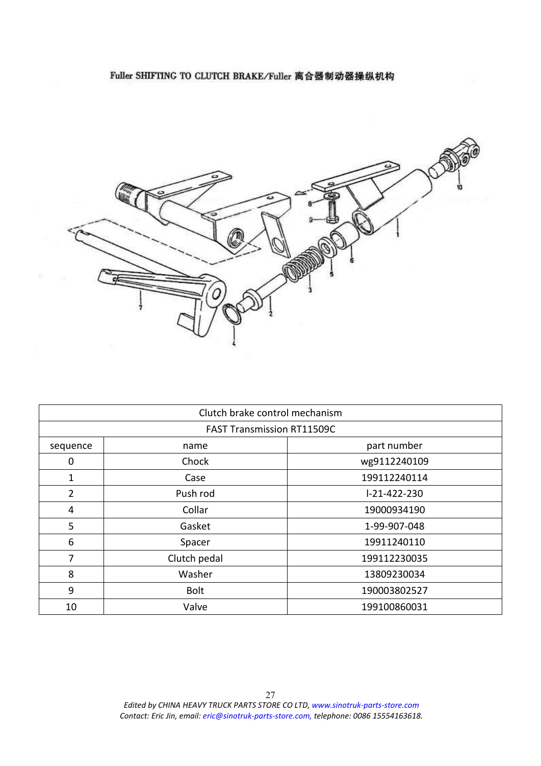Fuller SHIFTING TO CLUTCH BRAKE/Fuller 离合器制动器操纵机构

| Clutch brake control mechanism | | |
|---|---|---|
| FAST Transmission RT11509C | | |
| sequence | name | part number |
| 0 | Chock | wg9112240109 |
| 1 | Case | 199112240114 |
| 2 | Push rod | l-21-422-230 |
| 4 | Collar | 19000934190 |
| 5 | Gasket | 1-99-907-048 |
| 6 | Spacer | 19911240110 |
| 7 | Clutch pedal | 199112230035 |
| 8 | Washer | 13809230034 |
| 9 | Bolt | 190003802527 |
| 10 | Valve | 199100860031 |

*Edited by CHINA HEAVY TRUCK PARTS STORE CO LTD, www.sinotruk-parts-store.com*
*Contact: Eric Jin, email: eric@sinotruk-parts-store.com, telephone: 0086 15554163618.*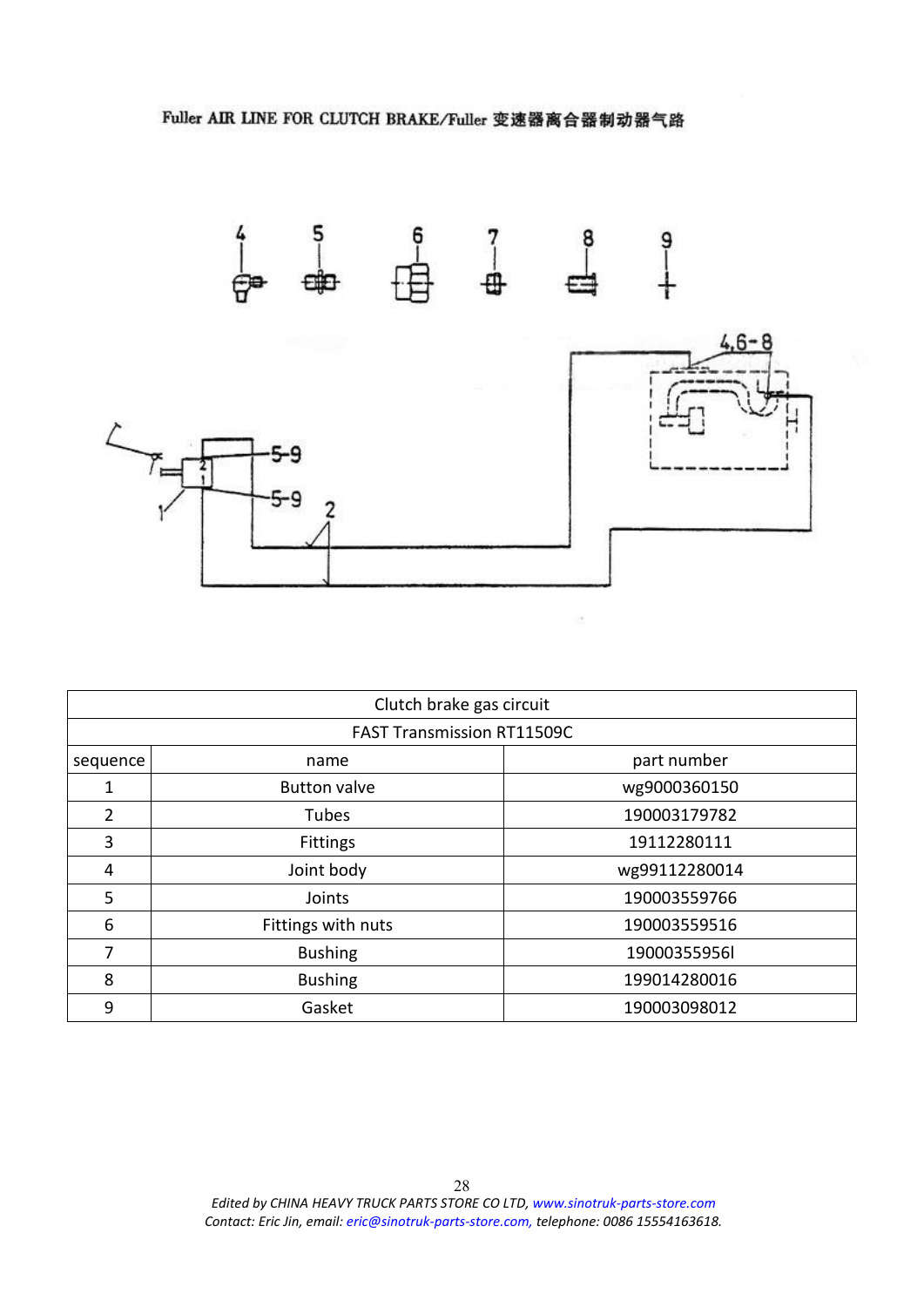Fuller AIR LINE FOR CLUTCH BRAKE/Fuller 变速器离合器制动器气路

| Clutch brake gas circuit | | |
|---|---|---|
| FAST Transmission RT11509C | | |
| sequence | name | part number |
| 1 | Button valve | wg9000360150 |
| 2 | Tubes | 190003179782 |
| 3 | Fittings | 19112280111 |
| 4 | Joint body | wg99112280014 |
| 5 | Joints | 190003559766 |
| 6 | Fittings with nuts | 190003559516 |
| 7 | Bushing | 19000355956l |
| 8 | Bushing | 199014280016 |
| 9 | Gasket | 190003098012 |

*Edited by CHINA HEAVY TRUCK PARTS STORE CO LTD, www.sinotruk-parts-store.com*
*Contact: Eric Jin, email: eric@sinotruk-parts-store.com, telephone: 0086 15554163618.*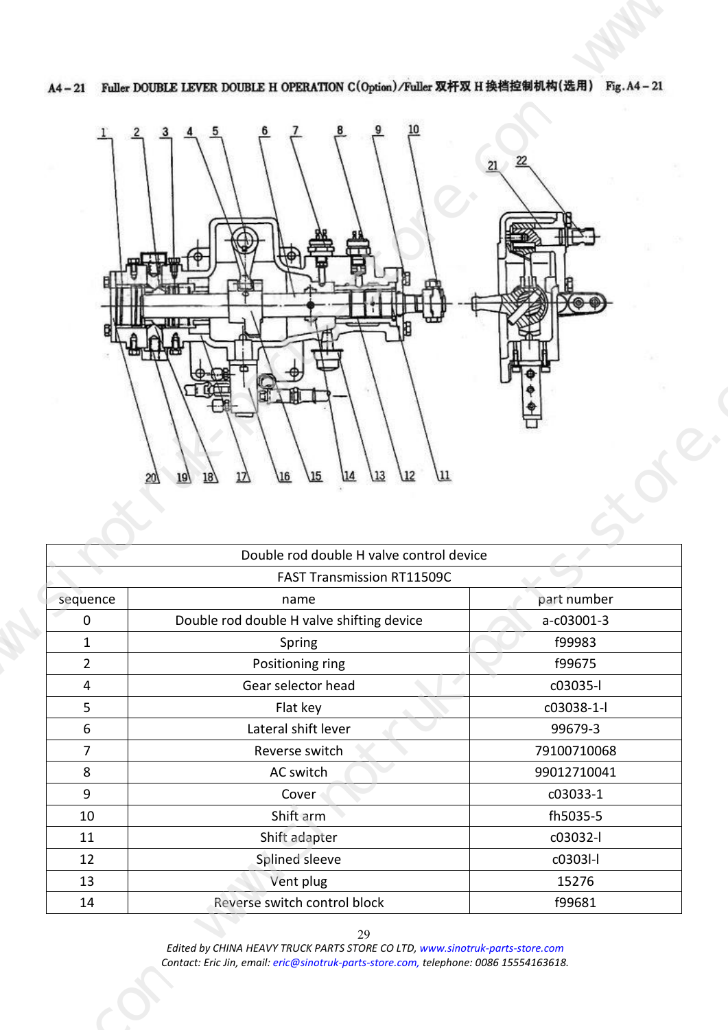A4－21 Fuller DOUBLE LEVER DOUBLE H OPERATION C(Option)/Fuller 双杆双 H 换档控制机构(选用) Fig.A4－21

| Double rod double H valve control device | | |
|---|---|---|
| FAST Transmission RT11509C | | |
| sequence | name | part number |
| 0 | Double rod double H valve shifting device | a-c03001-3 |
| 1 | Spring | f99983 |
| 2 | Positioning ring | f99675 |
| 4 | Gear selector head | c03035-l |
| 5 | Flat key | c03038-1-l |
| 6 | Lateral shift lever | 99679-3 |
| 7 | Reverse switch | 79100710068 |
| 8 | AC switch | 99012710041 |
| 9 | Cover | c03033-1 |
| 10 | Shift arm | fh5035-5 |
| 11 | Shift adapter | c03032-l |
| 12 | Splined sleeve | c0303l-l |
| 13 | Vent plug | 15276 |
| 14 | Reverse switch control block | f99681 |

*Edited by CHINA HEAVY TRUCK PARTS STORE CO LTD, www.sinotruk-parts-store.com*
*Contact: Eric Jin, email: eric@sinotruk-parts-store.com, telephone: 0086 15554163618.*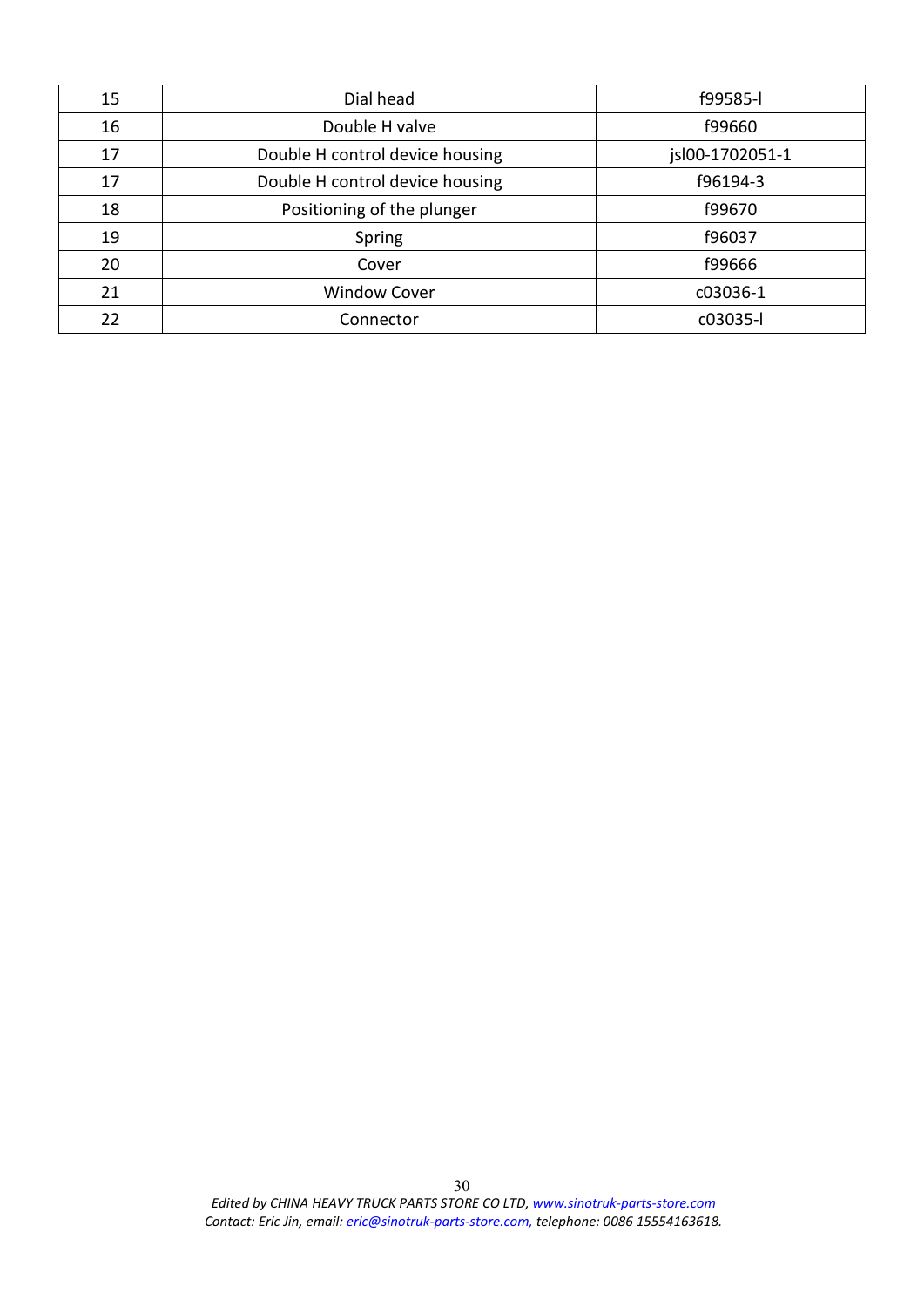| | | |
|---|---|---|
| 15 | Dial head | f99585-l |
| 16 | Double H valve | f99660 |
| 17 | Double H control device housing | jsl00-1702051-1 |
| 17 | Double H control device housing | f96194-3 |
| 18 | Positioning of the plunger | f99670 |
| 19 | Spring | f96037 |
| 20 | Cover | f99666 |
| 21 | Window Cover | c03036-1 |
| 22 | Connector | c03035-l |

*Edited by CHINA HEAVY TRUCK PARTS STORE CO LTD, www.sinotruk-parts-store.com*
*Contact: Eric Jin, email: eric@sinotruk-parts-store.com, telephone: 0086 15554163618.*